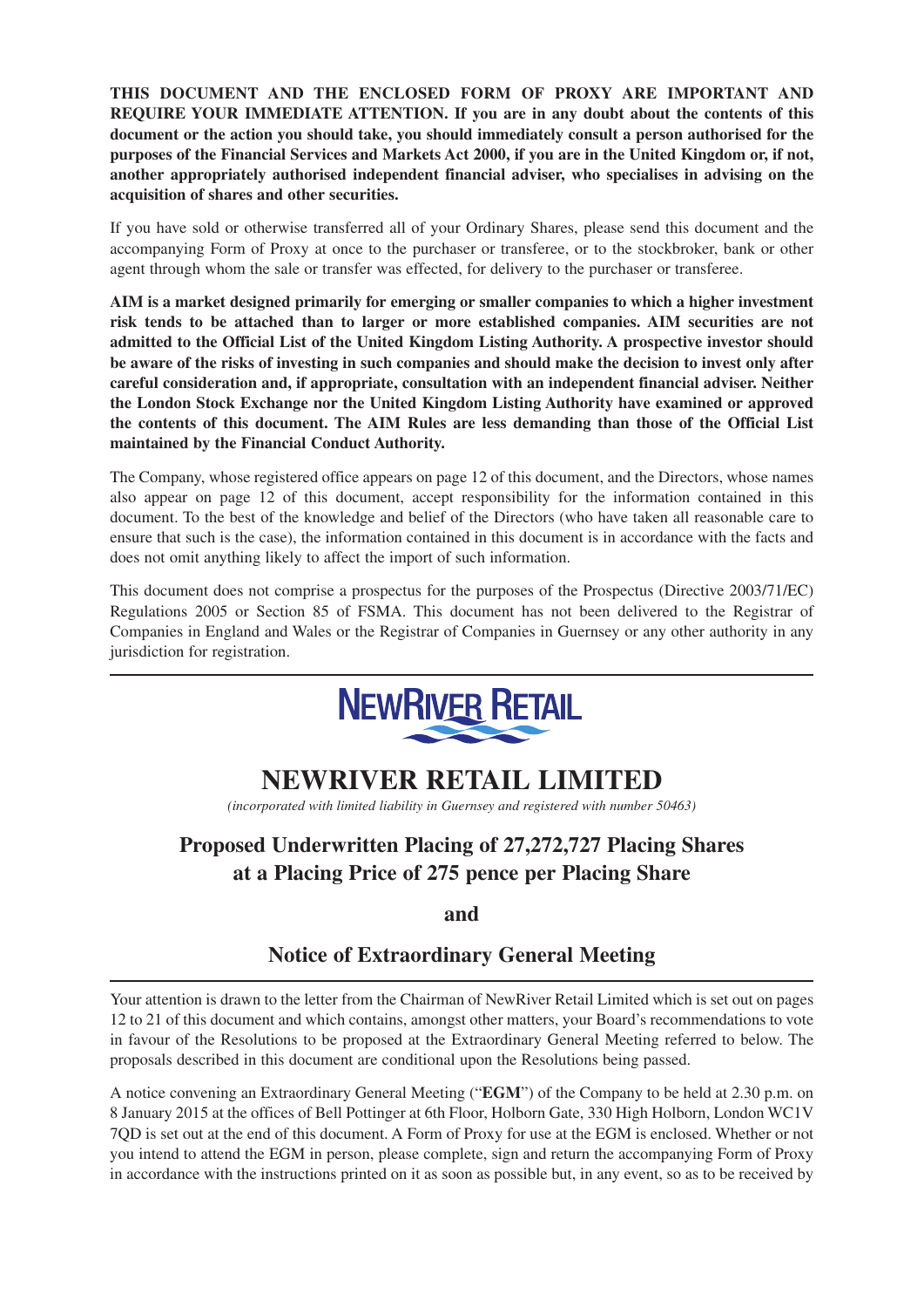**THIS DOCUMENT AND THE ENCLOSED FORM OF PROXY ARE IMPORTANT AND REQUIRE YOUR IMMEDIATE ATTENTION. If you are in any doubt about the contents of this document or the action you should take, you should immediately consult a person authorised for the purposes of the Financial Services and Markets Act 2000, if you are in the United Kingdom or, if not, another appropriately authorised independent financial adviser, who specialises in advising on the acquisition of shares and other securities.**

If you have sold or otherwise transferred all of your Ordinary Shares, please send this document and the accompanying Form of Proxy at once to the purchaser or transferee, or to the stockbroker, bank or other agent through whom the sale or transfer was effected, for delivery to the purchaser or transferee.

**AIM is a market designed primarily for emerging or smaller companies to which a higher investment risk tends to be attached than to larger or more established companies. AIM securities are not admitted to the Official List of the United Kingdom Listing Authority. A prospective investor should be aware of the risks of investing in such companies and should make the decision to invest only after careful consideration and, if appropriate, consultation with an independent financial adviser. Neither the London Stock Exchange nor the United Kingdom Listing Authority have examined or approved the contents of this document. The AIM Rules are less demanding than those of the Official List maintained by the Financial Conduct Authority.**

The Company, whose registered office appears on page 12 of this document, and the Directors, whose names also appear on page 12 of this document, accept responsibility for the information contained in this document. To the best of the knowledge and belief of the Directors (who have taken all reasonable care to ensure that such is the case), the information contained in this document is in accordance with the facts and does not omit anything likely to affect the import of such information.

This document does not comprise a prospectus for the purposes of the Prospectus (Directive 2003/71/EC) Regulations 2005 or Section 85 of FSMA. This document has not been delivered to the Registrar of Companies in England and Wales or the Registrar of Companies in Guernsey or any other authority in any jurisdiction for registration.

NEWRIVER RETAIL

# NEWRIVER RETAIL LIMITED

*(incorporated with limited liability in Guernsey and registered with number 50463)*

## Proposed Underwritten Placing of 27,272,727 Placing Shares at a Placing Price of 275 pence per Placing Share

**and**

## Notice of Extraordinary General Meeting

Your attention is drawn to the letter from the Chairman of NewRiver Retail Limited which is set out on pages 12 to 21 of this document and which contains, amongst other matters, your Board's recommendations to vote in favour of the Resolutions to be proposed at the Extraordinary General Meeting referred to below. The proposals described in this document are conditional upon the Resolutions being passed.

A notice convening an Extraordinary General Meeting ("**EGM**") of the Company to be held at 2.30 p.m. on 8 January 2015 at the offices of Bell Pottinger at 6th Floor, Holborn Gate, 330 High Holborn, London WC1V 7QD is set out at the end of this document. A Form of Proxy for use at the EGM is enclosed. Whether or not you intend to attend the EGM in person, please complete, sign and return the accompanying Form of Proxy in accordance with the instructions printed on it as soon as possible but, in any event, so as to be received by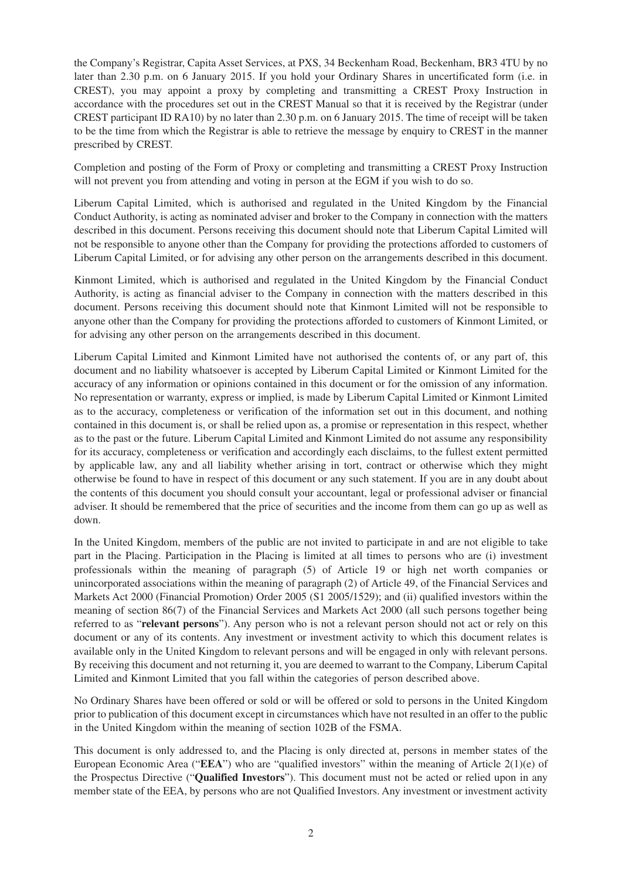the Company's Registrar, Capita Asset Services, at PXS, 34 Beckenham Road, Beckenham, BR3 4TU by no later than 2.30 p.m. on 6 January 2015. If you hold your Ordinary Shares in uncertificated form (i.e. in CREST), you may appoint a proxy by completing and transmitting a CREST Proxy Instruction in accordance with the procedures set out in the CREST Manual so that it is received by the Registrar (under CREST participant ID RA10) by no later than 2.30 p.m. on 6 January 2015. The time of receipt will be taken to be the time from which the Registrar is able to retrieve the message by enquiry to CREST in the manner prescribed by CREST.

Completion and posting of the Form of Proxy or completing and transmitting a CREST Proxy Instruction will not prevent you from attending and voting in person at the EGM if you wish to do so.

Liberum Capital Limited, which is authorised and regulated in the United Kingdom by the Financial Conduct Authority, is acting as nominated adviser and broker to the Company in connection with the matters described in this document. Persons receiving this document should note that Liberum Capital Limited will not be responsible to anyone other than the Company for providing the protections afforded to customers of Liberum Capital Limited, or for advising any other person on the arrangements described in this document.

Kinmont Limited, which is authorised and regulated in the United Kingdom by the Financial Conduct Authority, is acting as financial adviser to the Company in connection with the matters described in this document. Persons receiving this document should note that Kinmont Limited will not be responsible to anyone other than the Company for providing the protections afforded to customers of Kinmont Limited, or for advising any other person on the arrangements described in this document.

Liberum Capital Limited and Kinmont Limited have not authorised the contents of, or any part of, this document and no liability whatsoever is accepted by Liberum Capital Limited or Kinmont Limited for the accuracy of any information or opinions contained in this document or for the omission of any information. No representation or warranty, express or implied, is made by Liberum Capital Limited or Kinmont Limited as to the accuracy, completeness or verification of the information set out in this document, and nothing contained in this document is, or shall be relied upon as, a promise or representation in this respect, whether as to the past or the future. Liberum Capital Limited and Kinmont Limited do not assume any responsibility for its accuracy, completeness or verification and accordingly each disclaims, to the fullest extent permitted by applicable law, any and all liability whether arising in tort, contract or otherwise which they might otherwise be found to have in respect of this document or any such statement. If you are in any doubt about the contents of this document you should consult your accountant, legal or professional adviser or financial adviser. It should be remembered that the price of securities and the income from them can go up as well as down.

In the United Kingdom, members of the public are not invited to participate in and are not eligible to take part in the Placing. Participation in the Placing is limited at all times to persons who are (i) investment professionals within the meaning of paragraph (5) of Article 19 or high net worth companies or unincorporated associations within the meaning of paragraph (2) of Article 49, of the Financial Services and Markets Act 2000 (Financial Promotion) Order 2005 (S1 2005/1529); and (ii) qualified investors within the meaning of section 86(7) of the Financial Services and Markets Act 2000 (all such persons together being referred to as "**relevant persons**"). Any person who is not a relevant person should not act or rely on this document or any of its contents. Any investment or investment activity to which this document relates is available only in the United Kingdom to relevant persons and will be engaged in only with relevant persons. By receiving this document and not returning it, you are deemed to warrant to the Company, Liberum Capital Limited and Kinmont Limited that you fall within the categories of person described above.

No Ordinary Shares have been offered or sold or will be offered or sold to persons in the United Kingdom prior to publication of this document except in circumstances which have not resulted in an offer to the public in the United Kingdom within the meaning of section 102B of the FSMA.

This document is only addressed to, and the Placing is only directed at, persons in member states of the European Economic Area ("**EEA**") who are "qualified investors" within the meaning of Article 2(1)(e) of the Prospectus Directive ("**Qualified Investors**"). This document must not be acted or relied upon in any member state of the EEA, by persons who are not Qualified Investors. Any investment or investment activity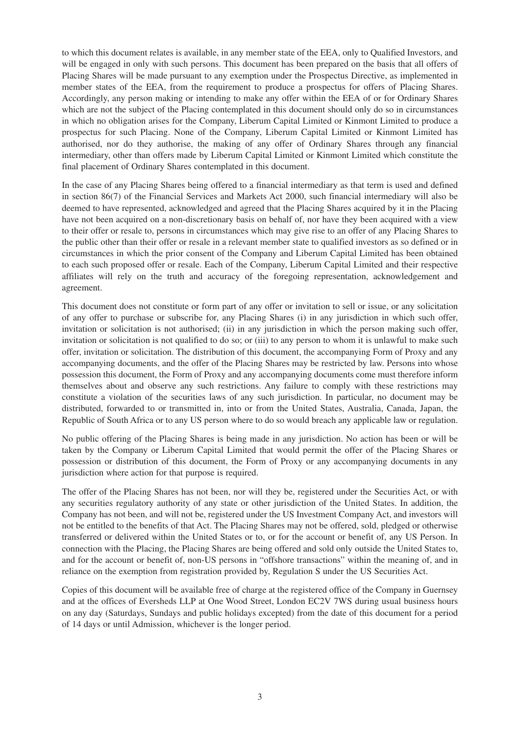to which this document relates is available, in any member state of the EEA, only to Qualified Investors, and will be engaged in only with such persons. This document has been prepared on the basis that all offers of Placing Shares will be made pursuant to any exemption under the Prospectus Directive, as implemented in member states of the EEA, from the requirement to produce a prospectus for offers of Placing Shares. Accordingly, any person making or intending to make any offer within the EEA of or for Ordinary Shares which are not the subject of the Placing contemplated in this document should only do so in circumstances in which no obligation arises for the Company, Liberum Capital Limited or Kinmont Limited to produce a prospectus for such Placing. None of the Company, Liberum Capital Limited or Kinmont Limited has authorised, nor do they authorise, the making of any offer of Ordinary Shares through any financial intermediary, other than offers made by Liberum Capital Limited or Kinmont Limited which constitute the final placement of Ordinary Shares contemplated in this document.

In the case of any Placing Shares being offered to a financial intermediary as that term is used and defined in section 86(7) of the Financial Services and Markets Act 2000, such financial intermediary will also be deemed to have represented, acknowledged and agreed that the Placing Shares acquired by it in the Placing have not been acquired on a non-discretionary basis on behalf of, nor have they been acquired with a view to their offer or resale to, persons in circumstances which may give rise to an offer of any Placing Shares to the public other than their offer or resale in a relevant member state to qualified investors as so defined or in circumstances in which the prior consent of the Company and Liberum Capital Limited has been obtained to each such proposed offer or resale. Each of the Company, Liberum Capital Limited and their respective affiliates will rely on the truth and accuracy of the foregoing representation, acknowledgement and agreement.

This document does not constitute or form part of any offer or invitation to sell or issue, or any solicitation of any offer to purchase or subscribe for, any Placing Shares (i) in any jurisdiction in which such offer, invitation or solicitation is not authorised; (ii) in any jurisdiction in which the person making such offer, invitation or solicitation is not qualified to do so; or (iii) to any person to whom it is unlawful to make such offer, invitation or solicitation. The distribution of this document, the accompanying Form of Proxy and any accompanying documents, and the offer of the Placing Shares may be restricted by law. Persons into whose possession this document, the Form of Proxy and any accompanying documents come must therefore inform themselves about and observe any such restrictions. Any failure to comply with these restrictions may constitute a violation of the securities laws of any such jurisdiction. In particular, no document may be distributed, forwarded to or transmitted in, into or from the United States, Australia, Canada, Japan, the Republic of South Africa or to any US person where to do so would breach any applicable law or regulation.

No public offering of the Placing Shares is being made in any jurisdiction. No action has been or will be taken by the Company or Liberum Capital Limited that would permit the offer of the Placing Shares or possession or distribution of this document, the Form of Proxy or any accompanying documents in any jurisdiction where action for that purpose is required.

The offer of the Placing Shares has not been, nor will they be, registered under the Securities Act, or with any securities regulatory authority of any state or other jurisdiction of the United States. In addition, the Company has not been, and will not be, registered under the US Investment Company Act, and investors will not be entitled to the benefits of that Act. The Placing Shares may not be offered, sold, pledged or otherwise transferred or delivered within the United States or to, or for the account or benefit of, any US Person. In connection with the Placing, the Placing Shares are being offered and sold only outside the United States to, and for the account or benefit of, non-US persons in "offshore transactions" within the meaning of, and in reliance on the exemption from registration provided by, Regulation S under the US Securities Act.

Copies of this document will be available free of charge at the registered office of the Company in Guernsey and at the offices of Eversheds LLP at One Wood Street, London EC2V 7WS during usual business hours on any day (Saturdays, Sundays and public holidays excepted) from the date of this document for a period of 14 days or until Admission, whichever is the longer period.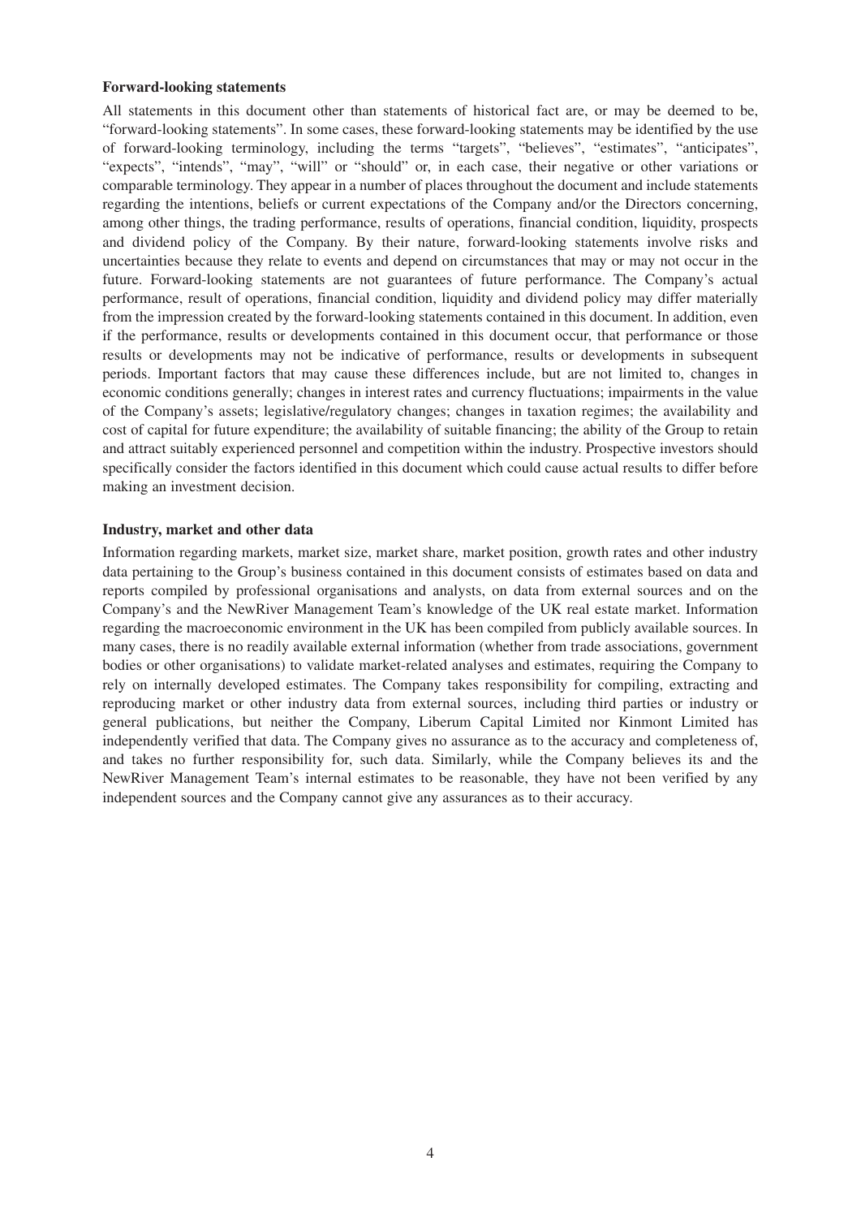**Forward-looking statements**

All statements in this document other than statements of historical fact are, or may be deemed to be, "forward-looking statements". In some cases, these forward-looking statements may be identified by the use of forward-looking terminology, including the terms "targets", "believes", "estimates", "anticipates", "expects", "intends", "may", "will" or "should" or, in each case, their negative or other variations or comparable terminology. They appear in a number of places throughout the document and include statements regarding the intentions, beliefs or current expectations of the Company and/or the Directors concerning, among other things, the trading performance, results of operations, financial condition, liquidity, prospects and dividend policy of the Company. By their nature, forward-looking statements involve risks and uncertainties because they relate to events and depend on circumstances that may or may not occur in the future. Forward-looking statements are not guarantees of future performance. The Company's actual performance, result of operations, financial condition, liquidity and dividend policy may differ materially from the impression created by the forward-looking statements contained in this document. In addition, even if the performance, results or developments contained in this document occur, that performance or those results or developments may not be indicative of performance, results or developments in subsequent periods. Important factors that may cause these differences include, but are not limited to, changes in economic conditions generally; changes in interest rates and currency fluctuations; impairments in the value of the Company's assets; legislative/regulatory changes; changes in taxation regimes; the availability and cost of capital for future expenditure; the availability of suitable financing; the ability of the Group to retain and attract suitably experienced personnel and competition within the industry. Prospective investors should specifically consider the factors identified in this document which could cause actual results to differ before making an investment decision.

**Industry, market and other data**

Information regarding markets, market size, market share, market position, growth rates and other industry data pertaining to the Group's business contained in this document consists of estimates based on data and reports compiled by professional organisations and analysts, on data from external sources and on the Company's and the NewRiver Management Team's knowledge of the UK real estate market. Information regarding the macroeconomic environment in the UK has been compiled from publicly available sources. In many cases, there is no readily available external information (whether from trade associations, government bodies or other organisations) to validate market-related analyses and estimates, requiring the Company to rely on internally developed estimates. The Company takes responsibility for compiling, extracting and reproducing market or other industry data from external sources, including third parties or industry or general publications, but neither the Company, Liberum Capital Limited nor Kinmont Limited has independently verified that data. The Company gives no assurance as to the accuracy and completeness of, and takes no further responsibility for, such data. Similarly, while the Company believes its and the NewRiver Management Team's internal estimates to be reasonable, they have not been verified by any independent sources and the Company cannot give any assurances as to their accuracy.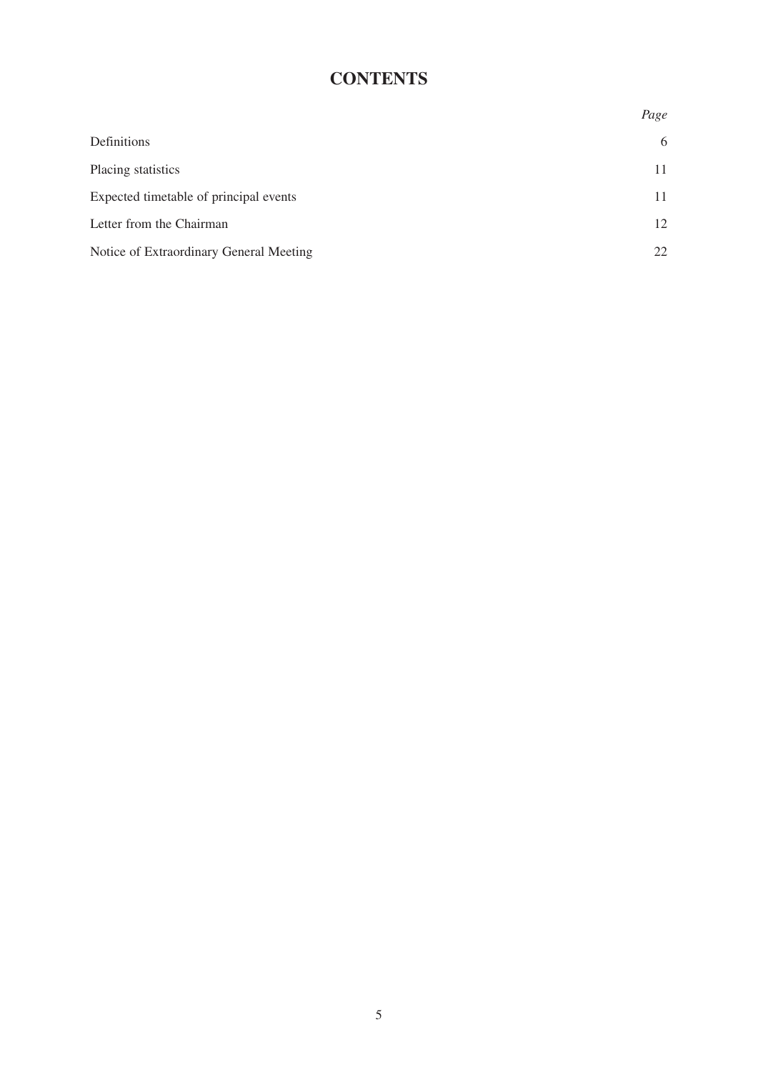# CONTENTS

| | *Page* |
|---|---|
| Definitions | 6 |
| Placing statistics | 11 |
| Expected timetable of principal events | 11 |
| Letter from the Chairman | 12 |
| Notice of Extraordinary General Meeting | 22 |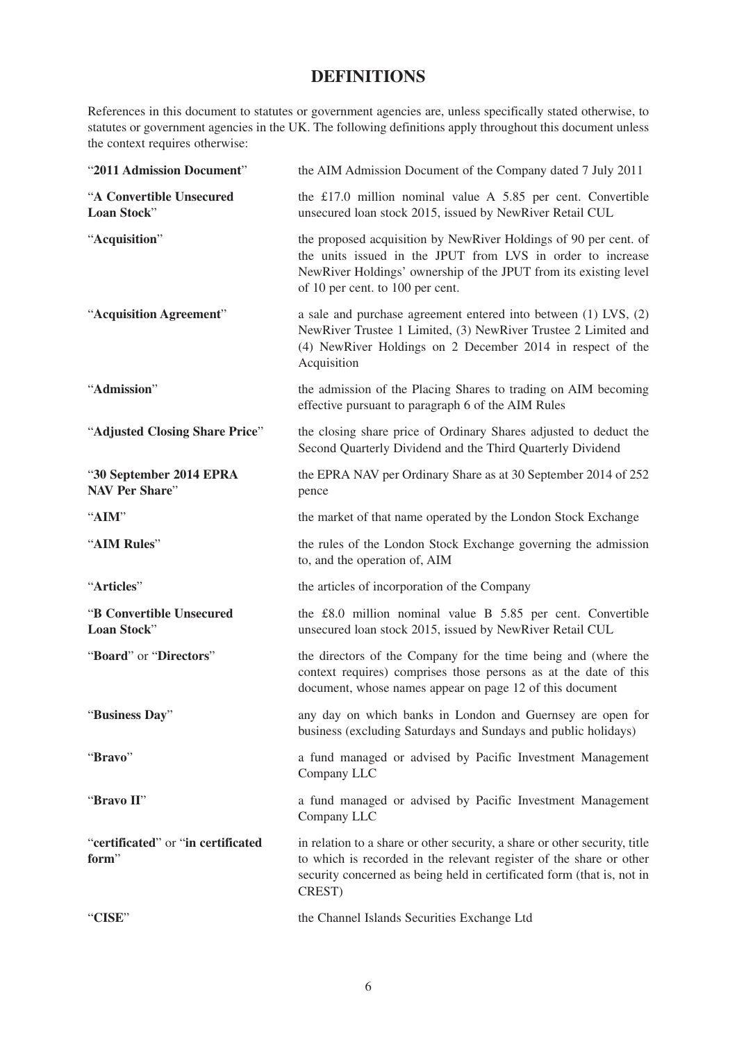# DEFINITIONS

References in this document to statutes or government agencies are, unless specifically stated otherwise, to statutes or government agencies in the UK. The following definitions apply throughout this document unless the context requires otherwise:

| | |
|---|---|
| "**2011 Admission Document**" | the AIM Admission Document of the Company dated 7 July 2011 |
| "**A Convertible Unsecured Loan Stock**" | the £17.0 million nominal value A 5.85 per cent. Convertible unsecured loan stock 2015, issued by NewRiver Retail CUL |
| "**Acquisition**" | the proposed acquisition by NewRiver Holdings of 90 per cent. of the units issued in the JPUT from LVS in order to increase NewRiver Holdings' ownership of the JPUT from its existing level of 10 per cent. to 100 per cent. |
| "**Acquisition Agreement**" | a sale and purchase agreement entered into between (1) LVS, (2) NewRiver Trustee 1 Limited, (3) NewRiver Trustee 2 Limited and (4) NewRiver Holdings on 2 December 2014 in respect of the Acquisition |
| "**Admission**" | the admission of the Placing Shares to trading on AIM becoming effective pursuant to paragraph 6 of the AIM Rules |
| "**Adjusted Closing Share Price**" | the closing share price of Ordinary Shares adjusted to deduct the Second Quarterly Dividend and the Third Quarterly Dividend |
| "**30 September 2014 EPRA NAV Per Share**" | the EPRA NAV per Ordinary Share as at 30 September 2014 of 252 pence |
| "**AIM**" | the market of that name operated by the London Stock Exchange |
| "**AIM Rules**" | the rules of the London Stock Exchange governing the admission to, and the operation of, AIM |
| "**Articles**" | the articles of incorporation of the Company |
| "**B Convertible Unsecured Loan Stock**" | the £8.0 million nominal value B 5.85 per cent. Convertible unsecured loan stock 2015, issued by NewRiver Retail CUL |
| "**Board**" or "**Directors**" | the directors of the Company for the time being and (where the context requires) comprises those persons as at the date of this document, whose names appear on page 12 of this document |
| "**Business Day**" | any day on which banks in London and Guernsey are open for business (excluding Saturdays and Sundays and public holidays) |
| "**Bravo**" | a fund managed or advised by Pacific Investment Management Company LLC |
| "**Bravo II**" | a fund managed or advised by Pacific Investment Management Company LLC |
| "**certificated**" or "**in certificated form**" | in relation to a share or other security, a share or other security, title to which is recorded in the relevant register of the share or other security concerned as being held in certificated form (that is, not in CREST) |
| "**CISE**" | the Channel Islands Securities Exchange Ltd |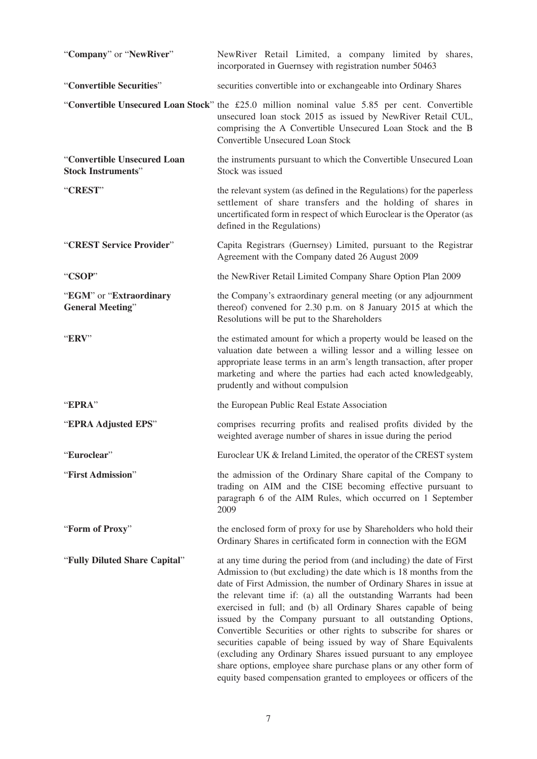| | |
|---|---|
| "**Company**" or "**NewRiver**" | NewRiver Retail Limited, a company limited by shares, incorporated in Guernsey with registration number 50463 |
| "**Convertible Securities**" | securities convertible into or exchangeable into Ordinary Shares |
| "**Convertible Unsecured Loan Stock**" | the £25.0 million nominal value 5.85 per cent. Convertible unsecured loan stock 2015 as issued by NewRiver Retail CUL, comprising the A Convertible Unsecured Loan Stock and the B Convertible Unsecured Loan Stock |
| "**Convertible Unsecured Loan Stock Instruments**" | the instruments pursuant to which the Convertible Unsecured Loan Stock was issued |
| "**CREST**" | the relevant system (as defined in the Regulations) for the paperless settlement of share transfers and the holding of shares in uncertificated form in respect of which Euroclear is the Operator (as defined in the Regulations) |
| "**CREST Service Provider**" | Capita Registrars (Guernsey) Limited, pursuant to the Registrar Agreement with the Company dated 26 August 2009 |
| "**CSOP**" | the NewRiver Retail Limited Company Share Option Plan 2009 |
| "**EGM**" or "**Extraordinary General Meeting**" | the Company's extraordinary general meeting (or any adjournment thereof) convened for 2.30 p.m. on 8 January 2015 at which the Resolutions will be put to the Shareholders |
| "**ERV**" | the estimated amount for which a property would be leased on the valuation date between a willing lessor and a willing lessee on appropriate lease terms in an arm's length transaction, after proper marketing and where the parties had each acted knowledgeably, prudently and without compulsion |
| "**EPRA**" | the European Public Real Estate Association |
| "**EPRA Adjusted EPS**" | comprises recurring profits and realised profits divided by the weighted average number of shares in issue during the period |
| "**Euroclear**" | Euroclear UK & Ireland Limited, the operator of the CREST system |
| "**First Admission**" | the admission of the Ordinary Share capital of the Company to trading on AIM and the CISE becoming effective pursuant to paragraph 6 of the AIM Rules, which occurred on 1 September 2009 |
| "**Form of Proxy**" | the enclosed form of proxy for use by Shareholders who hold their Ordinary Shares in certificated form in connection with the EGM |
| "**Fully Diluted Share Capital**" | at any time during the period from (and including) the date of First Admission to (but excluding) the date which is 18 months from the date of First Admission, the number of Ordinary Shares in issue at the relevant time if: (a) all the outstanding Warrants had been exercised in full; and (b) all Ordinary Shares capable of being issued by the Company pursuant to all outstanding Options, Convertible Securities or other rights to subscribe for shares or securities capable of being issued by way of Share Equivalents (excluding any Ordinary Shares issued pursuant to any employee share options, employee share purchase plans or any other form of equity based compensation granted to employees or officers of the |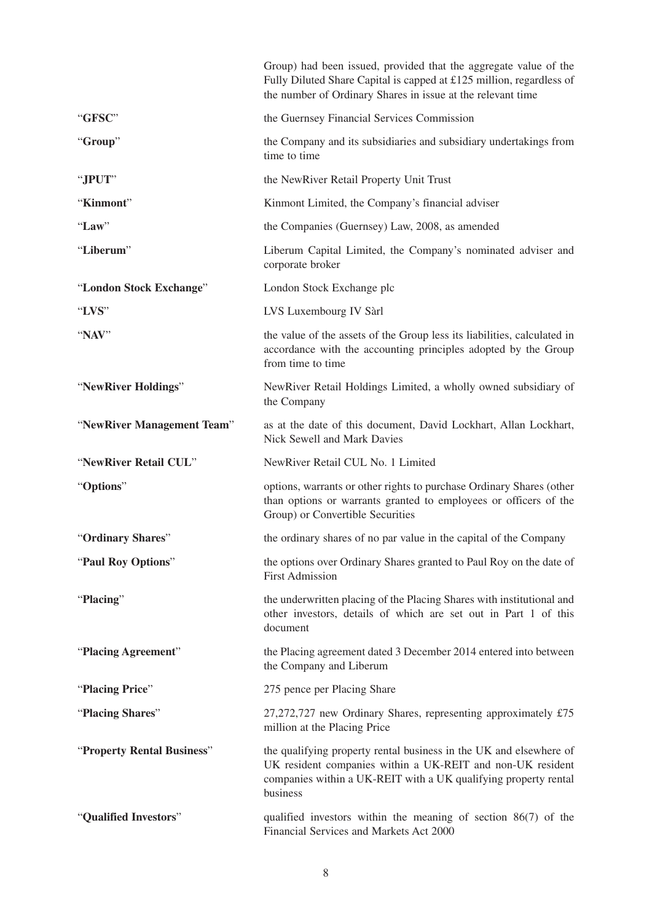Group) had been issued, provided that the aggregate value of the Fully Diluted Share Capital is capped at £125 million, regardless of the number of Ordinary Shares in issue at the relevant time

| | |
|---|---|
| "**GFSC**" | the Guernsey Financial Services Commission |
| "**Group**" | the Company and its subsidiaries and subsidiary undertakings from time to time |
| "**JPUT**" | the NewRiver Retail Property Unit Trust |
| "**Kinmont**" | Kinmont Limited, the Company's financial adviser |
| "**Law**" | the Companies (Guernsey) Law, 2008, as amended |
| "**Liberum**" | Liberum Capital Limited, the Company's nominated adviser and corporate broker |
| "**London Stock Exchange**" | London Stock Exchange plc |
| "**LVS**" | LVS Luxembourg IV Sàrl |
| "**NAV**" | the value of the assets of the Group less its liabilities, calculated in accordance with the accounting principles adopted by the Group from time to time |
| "**NewRiver Holdings**" | NewRiver Retail Holdings Limited, a wholly owned subsidiary of the Company |
| "**NewRiver Management Team**" | as at the date of this document, David Lockhart, Allan Lockhart, Nick Sewell and Mark Davies |
| "**NewRiver Retail CUL**" | NewRiver Retail CUL No. 1 Limited |
| "**Options**" | options, warrants or other rights to purchase Ordinary Shares (other than options or warrants granted to employees or officers of the Group) or Convertible Securities |
| "**Ordinary Shares**" | the ordinary shares of no par value in the capital of the Company |
| "**Paul Roy Options**" | the options over Ordinary Shares granted to Paul Roy on the date of First Admission |
| "**Placing**" | the underwritten placing of the Placing Shares with institutional and other investors, details of which are set out in Part 1 of this document |
| "**Placing Agreement**" | the Placing agreement dated 3 December 2014 entered into between the Company and Liberum |
| "**Placing Price**" | 275 pence per Placing Share |
| "**Placing Shares**" | 27,272,727 new Ordinary Shares, representing approximately £75 million at the Placing Price |
| "**Property Rental Business**" | the qualifying property rental business in the UK and elsewhere of UK resident companies within a UK-REIT and non-UK resident companies within a UK-REIT with a UK qualifying property rental business |
| "**Qualified Investors**" | qualified investors within the meaning of section 86(7) of the Financial Services and Markets Act 2000 |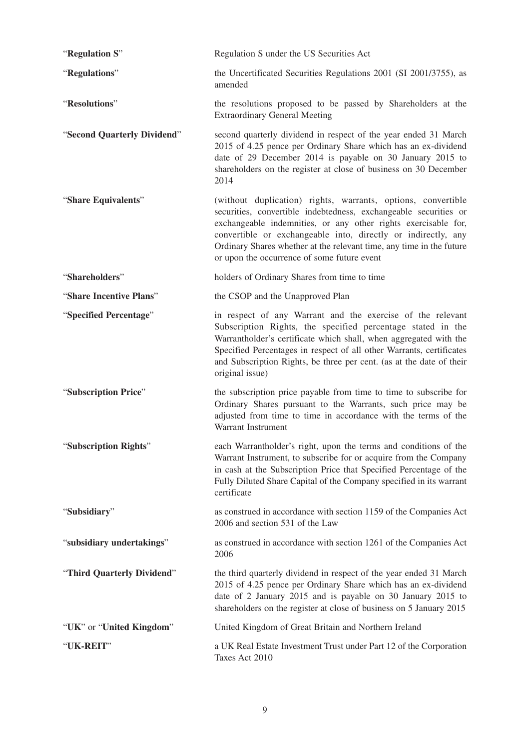| | |
|---|---|
| "**Regulation S**" | Regulation S under the US Securities Act |
| "**Regulations**" | the Uncertificated Securities Regulations 2001 (SI 2001/3755), as amended |
| "**Resolutions**" | the resolutions proposed to be passed by Shareholders at the Extraordinary General Meeting |
| "**Second Quarterly Dividend**" | second quarterly dividend in respect of the year ended 31 March 2015 of 4.25 pence per Ordinary Share which has an ex-dividend date of 29 December 2014 is payable on 30 January 2015 to shareholders on the register at close of business on 30 December 2014 |
| "**Share Equivalents**" | (without duplication) rights, warrants, options, convertible securities, convertible indebtedness, exchangeable securities or exchangeable indemnities, or any other rights exercisable for, convertible or exchangeable into, directly or indirectly, any Ordinary Shares whether at the relevant time, any time in the future or upon the occurrence of some future event |
| "**Shareholders**" | holders of Ordinary Shares from time to time |
| "**Share Incentive Plans**" | the CSOP and the Unapproved Plan |
| "**Specified Percentage**" | in respect of any Warrant and the exercise of the relevant Subscription Rights, the specified percentage stated in the Warrantholder's certificate which shall, when aggregated with the Specified Percentages in respect of all other Warrants, certificates and Subscription Rights, be three per cent. (as at the date of their original issue) |
| "**Subscription Price**" | the subscription price payable from time to time to subscribe for Ordinary Shares pursuant to the Warrants, such price may be adjusted from time to time in accordance with the terms of the Warrant Instrument |
| "**Subscription Rights**" | each Warrantholder's right, upon the terms and conditions of the Warrant Instrument, to subscribe for or acquire from the Company in cash at the Subscription Price that Specified Percentage of the Fully Diluted Share Capital of the Company specified in its warrant certificate |
| "**Subsidiary**" | as construed in accordance with section 1159 of the Companies Act 2006 and section 531 of the Law |
| "**subsidiary undertakings**" | as construed in accordance with section 1261 of the Companies Act 2006 |
| "**Third Quarterly Dividend**" | the third quarterly dividend in respect of the year ended 31 March 2015 of 4.25 pence per Ordinary Share which has an ex-dividend date of 2 January 2015 and is payable on 30 January 2015 to shareholders on the register at close of business on 5 January 2015 |
| "**UK**" or "**United Kingdom**" | United Kingdom of Great Britain and Northern Ireland |
| "**UK-REIT**" | a UK Real Estate Investment Trust under Part 12 of the Corporation Taxes Act 2010 |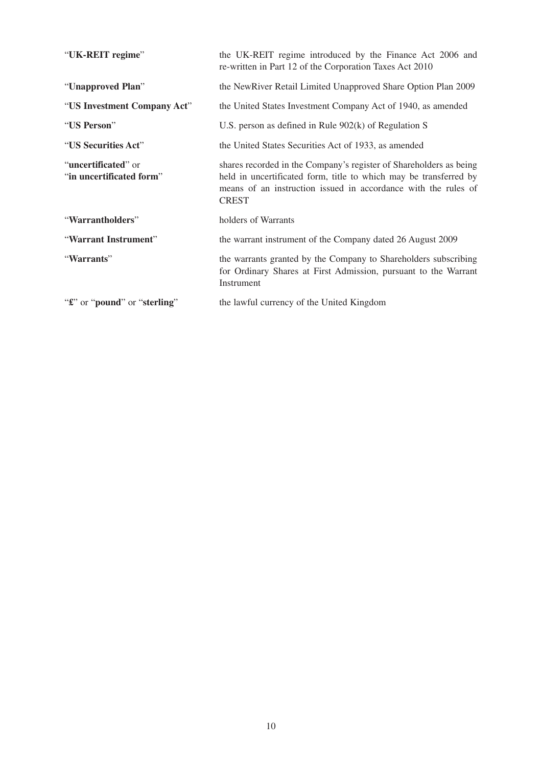| | |
|---|---|
| "**UK-REIT regime**" | the UK-REIT regime introduced by the Finance Act 2006 and re-written in Part 12 of the Corporation Taxes Act 2010 |
| "**Unapproved Plan**" | the NewRiver Retail Limited Unapproved Share Option Plan 2009 |
| "**US Investment Company Act**" | the United States Investment Company Act of 1940, as amended |
| "**US Person**" | U.S. person as defined in Rule 902(k) of Regulation S |
| "**US Securities Act**" | the United States Securities Act of 1933, as amended |
| "**uncertificated**" or "**in uncertificated form**" | shares recorded in the Company's register of Shareholders as being held in uncertificated form, title to which may be transferred by means of an instruction issued in accordance with the rules of CREST |
| "**Warrantholders**" | holders of Warrants |
| "**Warrant Instrument**" | the warrant instrument of the Company dated 26 August 2009 |
| "**Warrants**" | the warrants granted by the Company to Shareholders subscribing for Ordinary Shares at First Admission, pursuant to the Warrant Instrument |
| "**£**" or "**pound**" or "**sterling**" | the lawful currency of the United Kingdom |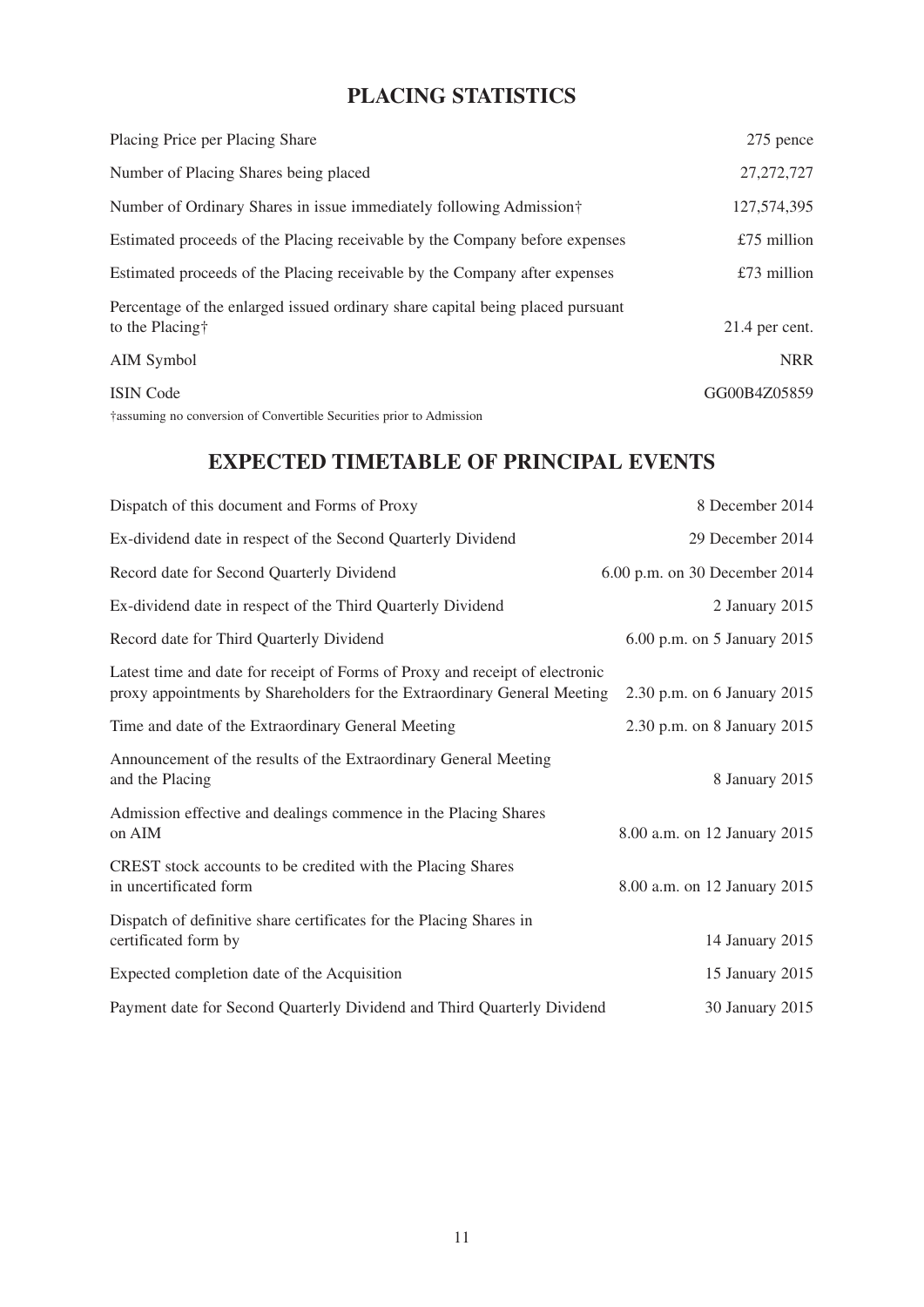## PLACING STATISTICS

| | |
|---|---|
| Placing Price per Placing Share | 275 pence |
| Number of Placing Shares being placed | 27,272,727 |
| Number of Ordinary Shares in issue immediately following Admission† | 127,574,395 |
| Estimated proceeds of the Placing receivable by the Company before expenses | £75 million |
| Estimated proceeds of the Placing receivable by the Company after expenses | £73 million |
| Percentage of the enlarged issued ordinary share capital being placed pursuant to the Placing† | 21.4 per cent. |
| AIM Symbol | NRR |
| ISIN Code | GG00B4Z05859 |

†assuming no conversion of Convertible Securities prior to Admission

## EXPECTED TIMETABLE OF PRINCIPAL EVENTS

| | |
|---|---|
| Dispatch of this document and Forms of Proxy | 8 December 2014 |
| Ex-dividend date in respect of the Second Quarterly Dividend | 29 December 2014 |
| Record date for Second Quarterly Dividend | 6.00 p.m. on 30 December 2014 |
| Ex-dividend date in respect of the Third Quarterly Dividend | 2 January 2015 |
| Record date for Third Quarterly Dividend | 6.00 p.m. on 5 January 2015 |
| Latest time and date for receipt of Forms of Proxy and receipt of electronic proxy appointments by Shareholders for the Extraordinary General Meeting | 2.30 p.m. on 6 January 2015 |
| Time and date of the Extraordinary General Meeting | 2.30 p.m. on 8 January 2015 |
| Announcement of the results of the Extraordinary General Meeting and the Placing | 8 January 2015 |
| Admission effective and dealings commence in the Placing Shares on AIM | 8.00 a.m. on 12 January 2015 |
| CREST stock accounts to be credited with the Placing Shares in uncertificated form | 8.00 a.m. on 12 January 2015 |
| Dispatch of definitive share certificates for the Placing Shares in certificated form by | 14 January 2015 |
| Expected completion date of the Acquisition | 15 January 2015 |
| Payment date for Second Quarterly Dividend and Third Quarterly Dividend | 30 January 2015 |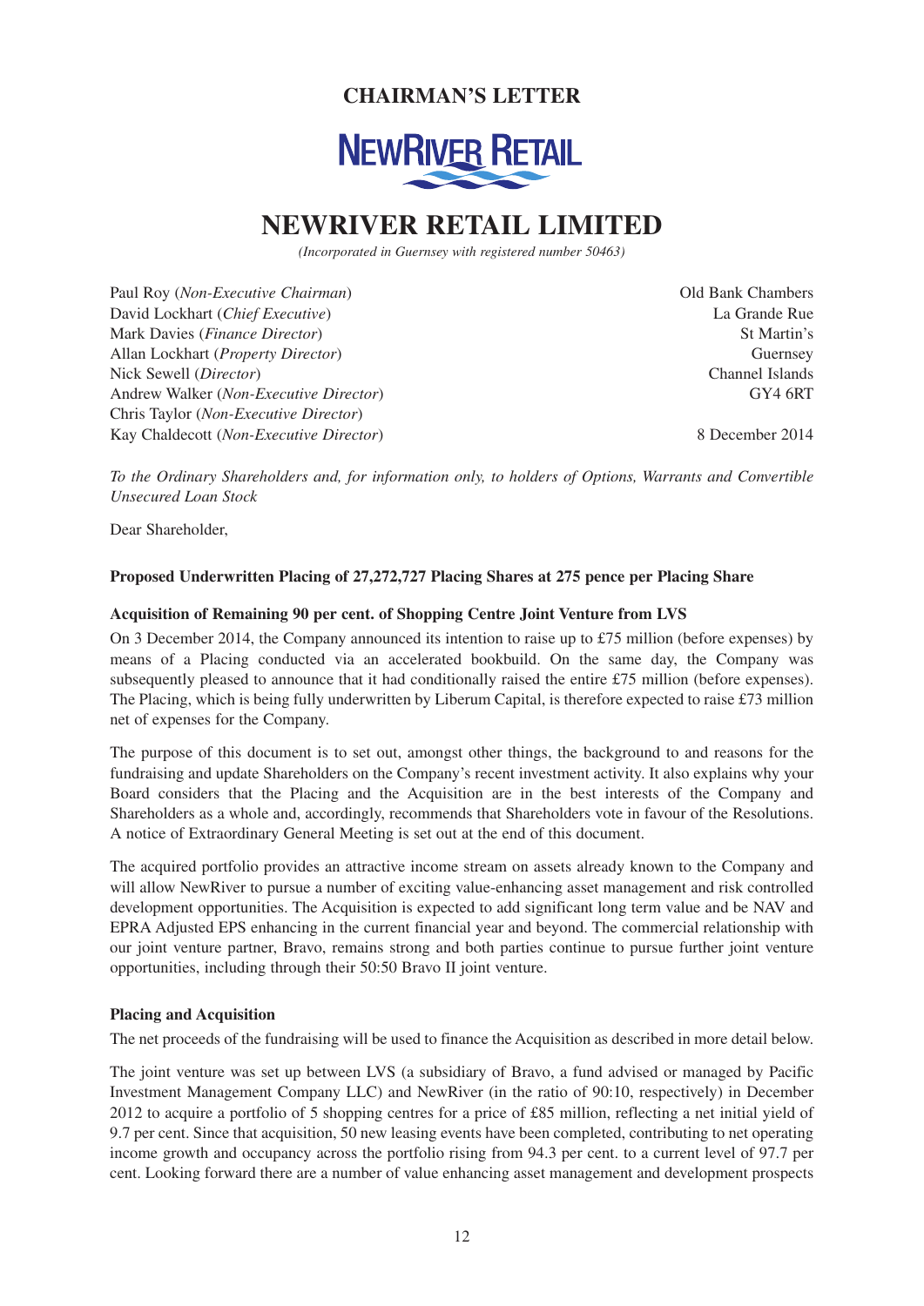# CHAIRMAN'S LETTER

NEWRIVER RETAIL

# NEWRIVER RETAIL LIMITED

*(Incorporated in Guernsey with registered number 50463)*

Paul Roy (*Non-Executive Chairman*)
David Lockhart (*Chief Executive*)
Mark Davies (*Finance Director*)
Allan Lockhart (*Property Director*)
Nick Sewell (*Director*)
Andrew Walker (*Non-Executive Director*)
Chris Taylor (*Non-Executive Director*)
Kay Chaldecott (*Non-Executive Director*)

Old Bank Chambers
La Grande Rue
St Martin's
Guernsey
Channel Islands
GY4 6RT

8 December 2014

*To the Ordinary Shareholders and, for information only, to holders of Options, Warrants and Convertible Unsecured Loan Stock*

Dear Shareholder,

**Proposed Underwritten Placing of 27,272,727 Placing Shares at 275 pence per Placing Share**

**Acquisition of Remaining 90 per cent. of Shopping Centre Joint Venture from LVS**

On 3 December 2014, the Company announced its intention to raise up to £75 million (before expenses) by means of a Placing conducted via an accelerated bookbuild. On the same day, the Company was subsequently pleased to announce that it had conditionally raised the entire £75 million (before expenses). The Placing, which is being fully underwritten by Liberum Capital, is therefore expected to raise £73 million net of expenses for the Company.

The purpose of this document is to set out, amongst other things, the background to and reasons for the fundraising and update Shareholders on the Company's recent investment activity. It also explains why your Board considers that the Placing and the Acquisition are in the best interests of the Company and Shareholders as a whole and, accordingly, recommends that Shareholders vote in favour of the Resolutions. A notice of Extraordinary General Meeting is set out at the end of this document.

The acquired portfolio provides an attractive income stream on assets already known to the Company and will allow NewRiver to pursue a number of exciting value-enhancing asset management and risk controlled development opportunities. The Acquisition is expected to add significant long term value and be NAV and EPRA Adjusted EPS enhancing in the current financial year and beyond. The commercial relationship with our joint venture partner, Bravo, remains strong and both parties continue to pursue further joint venture opportunities, including through their 50:50 Bravo II joint venture.

**Placing and Acquisition**

The net proceeds of the fundraising will be used to finance the Acquisition as described in more detail below.

The joint venture was set up between LVS (a subsidiary of Bravo, a fund advised or managed by Pacific Investment Management Company LLC) and NewRiver (in the ratio of 90:10, respectively) in December 2012 to acquire a portfolio of 5 shopping centres for a price of £85 million, reflecting a net initial yield of 9.7 per cent. Since that acquisition, 50 new leasing events have been completed, contributing to net operating income growth and occupancy across the portfolio rising from 94.3 per cent. to a current level of 97.7 per cent. Looking forward there are a number of value enhancing asset management and development prospects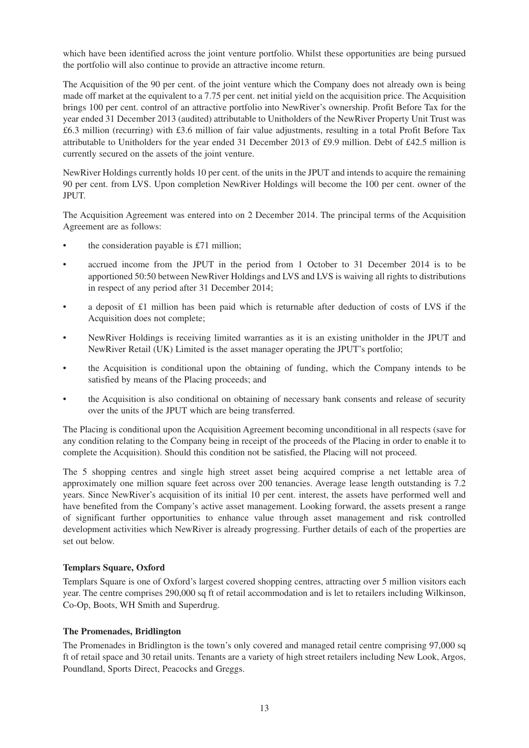which have been identified across the joint venture portfolio. Whilst these opportunities are being pursued the portfolio will also continue to provide an attractive income return.

The Acquisition of the 90 per cent. of the joint venture which the Company does not already own is being made off market at the equivalent to a 7.75 per cent. net initial yield on the acquisition price. The Acquisition brings 100 per cent. control of an attractive portfolio into NewRiver's ownership. Profit Before Tax for the year ended 31 December 2013 (audited) attributable to Unitholders of the NewRiver Property Unit Trust was £6.3 million (recurring) with £3.6 million of fair value adjustments, resulting in a total Profit Before Tax attributable to Unitholders for the year ended 31 December 2013 of £9.9 million. Debt of £42.5 million is currently secured on the assets of the joint venture.

NewRiver Holdings currently holds 10 per cent. of the units in the JPUT and intends to acquire the remaining 90 per cent. from LVS. Upon completion NewRiver Holdings will become the 100 per cent. owner of the JPUT.

The Acquisition Agreement was entered into on 2 December 2014. The principal terms of the Acquisition Agreement are as follows:

- the consideration payable is £71 million;
- accrued income from the JPUT in the period from 1 October to 31 December 2014 is to be apportioned 50:50 between NewRiver Holdings and LVS and LVS is waiving all rights to distributions in respect of any period after 31 December 2014;
- a deposit of £1 million has been paid which is returnable after deduction of costs of LVS if the Acquisition does not complete;
- NewRiver Holdings is receiving limited warranties as it is an existing unitholder in the JPUT and NewRiver Retail (UK) Limited is the asset manager operating the JPUT's portfolio;
- the Acquisition is conditional upon the obtaining of funding, which the Company intends to be satisfied by means of the Placing proceeds; and
- the Acquisition is also conditional on obtaining of necessary bank consents and release of security over the units of the JPUT which are being transferred.

The Placing is conditional upon the Acquisition Agreement becoming unconditional in all respects (save for any condition relating to the Company being in receipt of the proceeds of the Placing in order to enable it to complete the Acquisition). Should this condition not be satisfied, the Placing will not proceed.

The 5 shopping centres and single high street asset being acquired comprise a net lettable area of approximately one million square feet across over 200 tenancies. Average lease length outstanding is 7.2 years. Since NewRiver's acquisition of its initial 10 per cent. interest, the assets have performed well and have benefited from the Company's active asset management. Looking forward, the assets present a range of significant further opportunities to enhance value through asset management and risk controlled development activities which NewRiver is already progressing. Further details of each of the properties are set out below.

**Templars Square, Oxford**

Templars Square is one of Oxford's largest covered shopping centres, attracting over 5 million visitors each year. The centre comprises 290,000 sq ft of retail accommodation and is let to retailers including Wilkinson, Co-Op, Boots, WH Smith and Superdrug.

**The Promenades, Bridlington**

The Promenades in Bridlington is the town's only covered and managed retail centre comprising 97,000 sq ft of retail space and 30 retail units. Tenants are a variety of high street retailers including New Look, Argos, Poundland, Sports Direct, Peacocks and Greggs.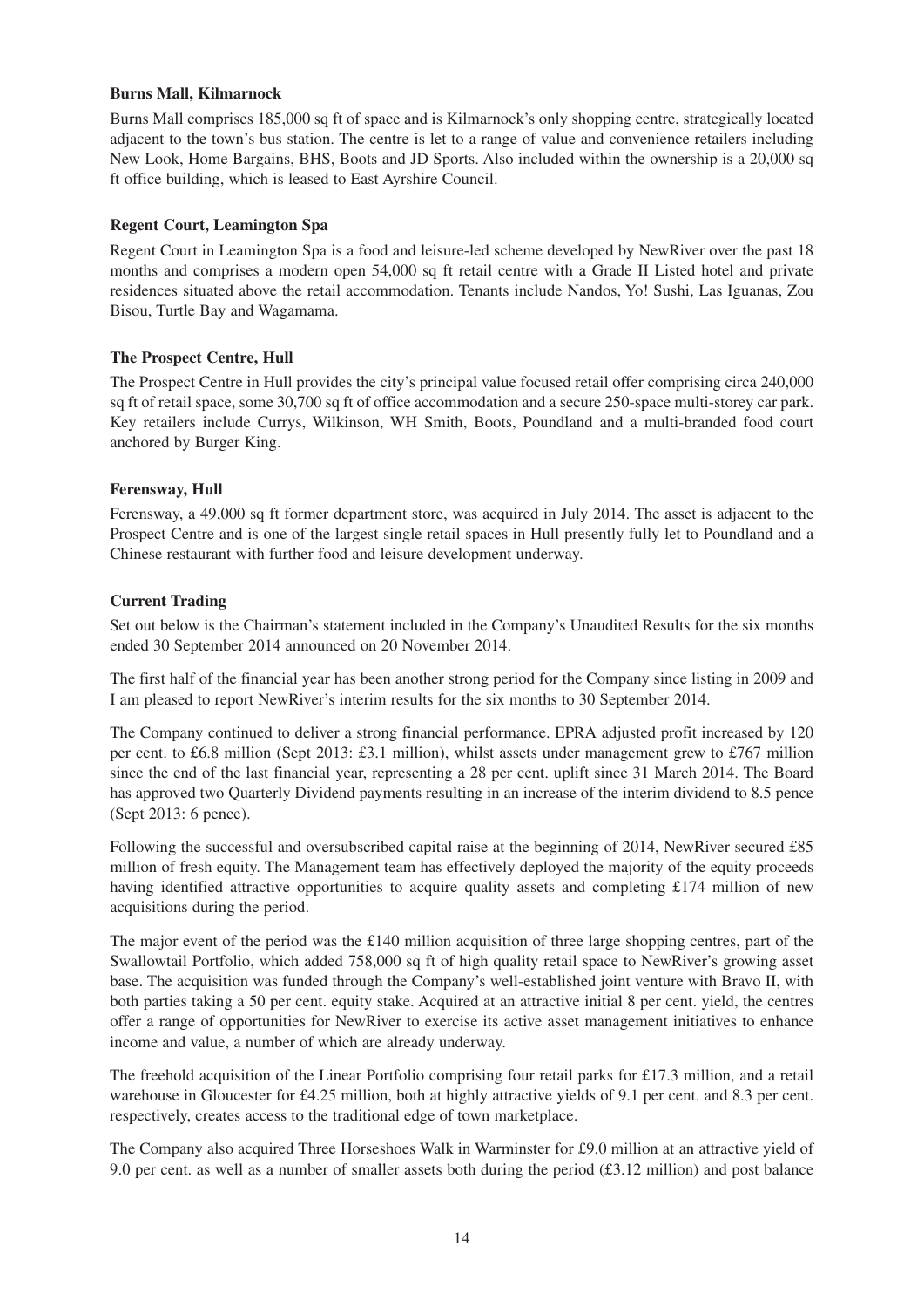**Burns Mall, Kilmarnock**

Burns Mall comprises 185,000 sq ft of space and is Kilmarnock's only shopping centre, strategically located adjacent to the town's bus station. The centre is let to a range of value and convenience retailers including New Look, Home Bargains, BHS, Boots and JD Sports. Also included within the ownership is a 20,000 sq ft office building, which is leased to East Ayrshire Council.

**Regent Court, Leamington Spa**

Regent Court in Leamington Spa is a food and leisure-led scheme developed by NewRiver over the past 18 months and comprises a modern open 54,000 sq ft retail centre with a Grade II Listed hotel and private residences situated above the retail accommodation. Tenants include Nandos, Yo! Sushi, Las Iguanas, Zou Bisou, Turtle Bay and Wagamama.

**The Prospect Centre, Hull**

The Prospect Centre in Hull provides the city's principal value focused retail offer comprising circa 240,000 sq ft of retail space, some 30,700 sq ft of office accommodation and a secure 250-space multi-storey car park. Key retailers include Currys, Wilkinson, WH Smith, Boots, Poundland and a multi-branded food court anchored by Burger King.

**Ferensway, Hull**

Ferensway, a 49,000 sq ft former department store, was acquired in July 2014. The asset is adjacent to the Prospect Centre and is one of the largest single retail spaces in Hull presently fully let to Poundland and a Chinese restaurant with further food and leisure development underway.

**Current Trading**

Set out below is the Chairman's statement included in the Company's Unaudited Results for the six months ended 30 September 2014 announced on 20 November 2014.

The first half of the financial year has been another strong period for the Company since listing in 2009 and I am pleased to report NewRiver's interim results for the six months to 30 September 2014.

The Company continued to deliver a strong financial performance. EPRA adjusted profit increased by 120 per cent. to £6.8 million (Sept 2013: £3.1 million), whilst assets under management grew to £767 million since the end of the last financial year, representing a 28 per cent. uplift since 31 March 2014. The Board has approved two Quarterly Dividend payments resulting in an increase of the interim dividend to 8.5 pence (Sept 2013: 6 pence).

Following the successful and oversubscribed capital raise at the beginning of 2014, NewRiver secured £85 million of fresh equity. The Management team has effectively deployed the majority of the equity proceeds having identified attractive opportunities to acquire quality assets and completing £174 million of new acquisitions during the period.

The major event of the period was the £140 million acquisition of three large shopping centres, part of the Swallowtail Portfolio, which added 758,000 sq ft of high quality retail space to NewRiver's growing asset base. The acquisition was funded through the Company's well-established joint venture with Bravo II, with both parties taking a 50 per cent. equity stake. Acquired at an attractive initial 8 per cent. yield, the centres offer a range of opportunities for NewRiver to exercise its active asset management initiatives to enhance income and value, a number of which are already underway.

The freehold acquisition of the Linear Portfolio comprising four retail parks for £17.3 million, and a retail warehouse in Gloucester for £4.25 million, both at highly attractive yields of 9.1 per cent. and 8.3 per cent. respectively, creates access to the traditional edge of town marketplace.

The Company also acquired Three Horseshoes Walk in Warminster for £9.0 million at an attractive yield of 9.0 per cent. as well as a number of smaller assets both during the period (£3.12 million) and post balance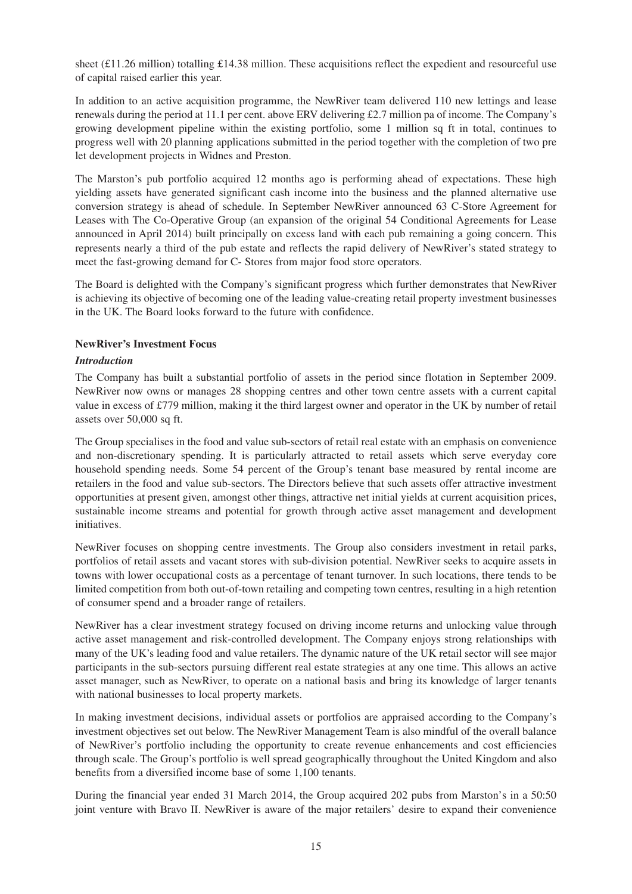sheet (£11.26 million) totalling £14.38 million. These acquisitions reflect the expedient and resourceful use of capital raised earlier this year.

In addition to an active acquisition programme, the NewRiver team delivered 110 new lettings and lease renewals during the period at 11.1 per cent. above ERV delivering £2.7 million pa of income. The Company's growing development pipeline within the existing portfolio, some 1 million sq ft in total, continues to progress well with 20 planning applications submitted in the period together with the completion of two pre let development projects in Widnes and Preston.

The Marston's pub portfolio acquired 12 months ago is performing ahead of expectations. These high yielding assets have generated significant cash income into the business and the planned alternative use conversion strategy is ahead of schedule. In September NewRiver announced 63 C-Store Agreement for Leases with The Co-Operative Group (an expansion of the original 54 Conditional Agreements for Lease announced in April 2014) built principally on excess land with each pub remaining a going concern. This represents nearly a third of the pub estate and reflects the rapid delivery of NewRiver's stated strategy to meet the fast-growing demand for C- Stores from major food store operators.

The Board is delighted with the Company's significant progress which further demonstrates that NewRiver is achieving its objective of becoming one of the leading value-creating retail property investment businesses in the UK. The Board looks forward to the future with confidence.

**NewRiver's Investment Focus**

***Introduction***

The Company has built a substantial portfolio of assets in the period since flotation in September 2009. NewRiver now owns or manages 28 shopping centres and other town centre assets with a current capital value in excess of £779 million, making it the third largest owner and operator in the UK by number of retail assets over 50,000 sq ft.

The Group specialises in the food and value sub-sectors of retail real estate with an emphasis on convenience and non-discretionary spending. It is particularly attracted to retail assets which serve everyday core household spending needs. Some 54 percent of the Group's tenant base measured by rental income are retailers in the food and value sub-sectors. The Directors believe that such assets offer attractive investment opportunities at present given, amongst other things, attractive net initial yields at current acquisition prices, sustainable income streams and potential for growth through active asset management and development initiatives.

NewRiver focuses on shopping centre investments. The Group also considers investment in retail parks, portfolios of retail assets and vacant stores with sub-division potential. NewRiver seeks to acquire assets in towns with lower occupational costs as a percentage of tenant turnover. In such locations, there tends to be limited competition from both out-of-town retailing and competing town centres, resulting in a high retention of consumer spend and a broader range of retailers.

NewRiver has a clear investment strategy focused on driving income returns and unlocking value through active asset management and risk-controlled development. The Company enjoys strong relationships with many of the UK's leading food and value retailers. The dynamic nature of the UK retail sector will see major participants in the sub-sectors pursuing different real estate strategies at any one time. This allows an active asset manager, such as NewRiver, to operate on a national basis and bring its knowledge of larger tenants with national businesses to local property markets.

In making investment decisions, individual assets or portfolios are appraised according to the Company's investment objectives set out below. The NewRiver Management Team is also mindful of the overall balance of NewRiver's portfolio including the opportunity to create revenue enhancements and cost efficiencies through scale. The Group's portfolio is well spread geographically throughout the United Kingdom and also benefits from a diversified income base of some 1,100 tenants.

During the financial year ended 31 March 2014, the Group acquired 202 pubs from Marston's in a 50:50 joint venture with Bravo II. NewRiver is aware of the major retailers' desire to expand their convenience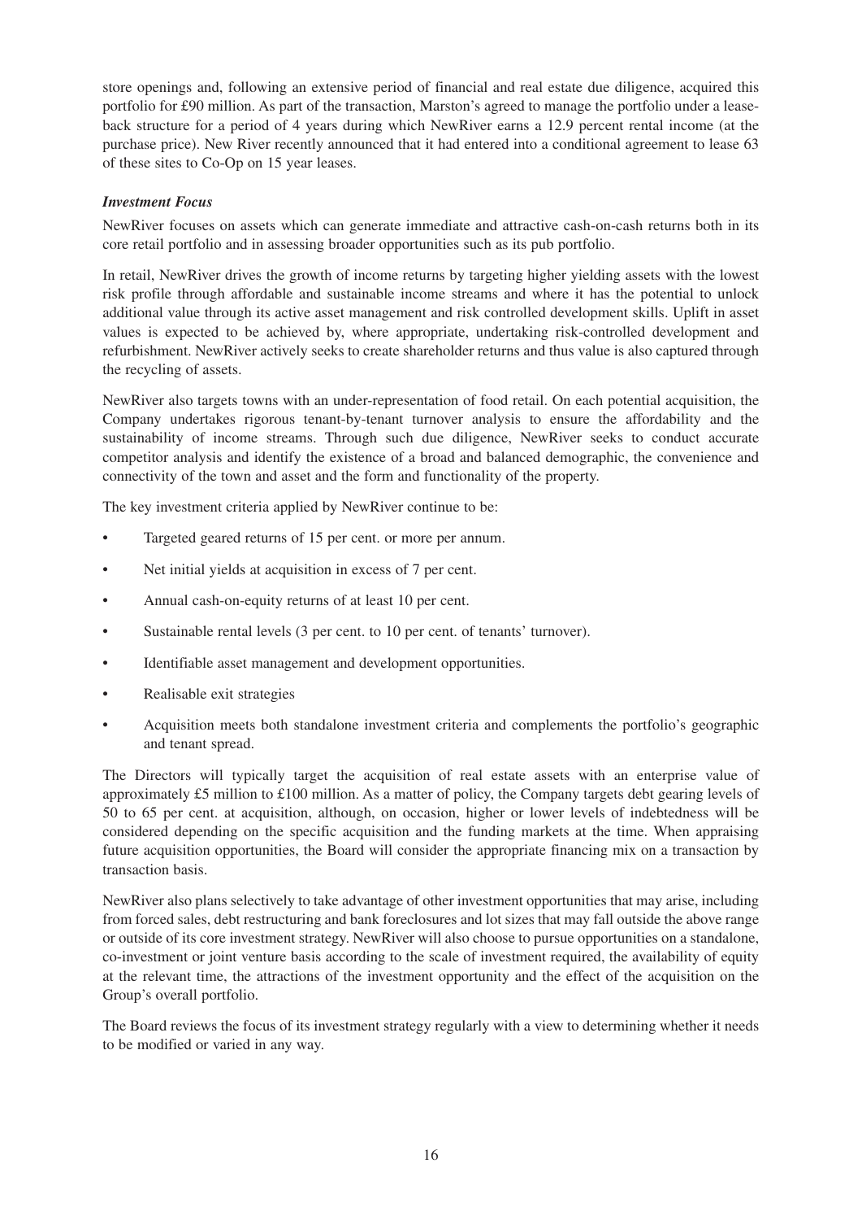store openings and, following an extensive period of financial and real estate due diligence, acquired this portfolio for £90 million. As part of the transaction, Marston's agreed to manage the portfolio under a lease-back structure for a period of 4 years during which NewRiver earns a 12.9 percent rental income (at the purchase price). New River recently announced that it had entered into a conditional agreement to lease 63 of these sites to Co-Op on 15 year leases.

***Investment Focus***

NewRiver focuses on assets which can generate immediate and attractive cash-on-cash returns both in its core retail portfolio and in assessing broader opportunities such as its pub portfolio.

In retail, NewRiver drives the growth of income returns by targeting higher yielding assets with the lowest risk profile through affordable and sustainable income streams and where it has the potential to unlock additional value through its active asset management and risk controlled development skills. Uplift in asset values is expected to be achieved by, where appropriate, undertaking risk-controlled development and refurbishment. NewRiver actively seeks to create shareholder returns and thus value is also captured through the recycling of assets.

NewRiver also targets towns with an under-representation of food retail. On each potential acquisition, the Company undertakes rigorous tenant-by-tenant turnover analysis to ensure the affordability and the sustainability of income streams. Through such due diligence, NewRiver seeks to conduct accurate competitor analysis and identify the existence of a broad and balanced demographic, the convenience and connectivity of the town and asset and the form and functionality of the property.

The key investment criteria applied by NewRiver continue to be:

- Targeted geared returns of 15 per cent. or more per annum.
- Net initial yields at acquisition in excess of 7 per cent.
- Annual cash-on-equity returns of at least 10 per cent.
- Sustainable rental levels (3 per cent. to 10 per cent. of tenants' turnover).
- Identifiable asset management and development opportunities.
- Realisable exit strategies
- Acquisition meets both standalone investment criteria and complements the portfolio's geographic and tenant spread.

The Directors will typically target the acquisition of real estate assets with an enterprise value of approximately £5 million to £100 million. As a matter of policy, the Company targets debt gearing levels of 50 to 65 per cent. at acquisition, although, on occasion, higher or lower levels of indebtedness will be considered depending on the specific acquisition and the funding markets at the time. When appraising future acquisition opportunities, the Board will consider the appropriate financing mix on a transaction by transaction basis.

NewRiver also plans selectively to take advantage of other investment opportunities that may arise, including from forced sales, debt restructuring and bank foreclosures and lot sizes that may fall outside the above range or outside of its core investment strategy. NewRiver will also choose to pursue opportunities on a standalone, co-investment or joint venture basis according to the scale of investment required, the availability of equity at the relevant time, the attractions of the investment opportunity and the effect of the acquisition on the Group's overall portfolio.

The Board reviews the focus of its investment strategy regularly with a view to determining whether it needs to be modified or varied in any way.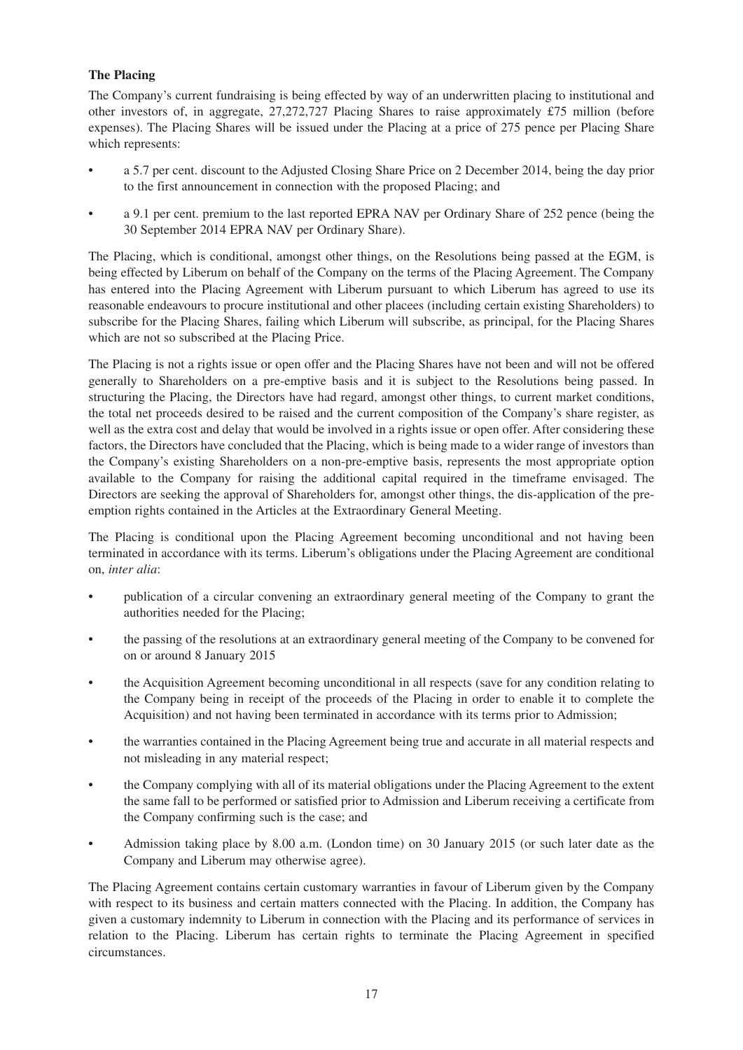**The Placing**

The Company's current fundraising is being effected by way of an underwritten placing to institutional and other investors of, in aggregate, 27,272,727 Placing Shares to raise approximately £75 million (before expenses). The Placing Shares will be issued under the Placing at a price of 275 pence per Placing Share which represents:

- a 5.7 per cent. discount to the Adjusted Closing Share Price on 2 December 2014, being the day prior to the first announcement in connection with the proposed Placing; and
- a 9.1 per cent. premium to the last reported EPRA NAV per Ordinary Share of 252 pence (being the 30 September 2014 EPRA NAV per Ordinary Share).

The Placing, which is conditional, amongst other things, on the Resolutions being passed at the EGM, is being effected by Liberum on behalf of the Company on the terms of the Placing Agreement. The Company has entered into the Placing Agreement with Liberum pursuant to which Liberum has agreed to use its reasonable endeavours to procure institutional and other placees (including certain existing Shareholders) to subscribe for the Placing Shares, failing which Liberum will subscribe, as principal, for the Placing Shares which are not so subscribed at the Placing Price.

The Placing is not a rights issue or open offer and the Placing Shares have not been and will not be offered generally to Shareholders on a pre-emptive basis and it is subject to the Resolutions being passed. In structuring the Placing, the Directors have had regard, amongst other things, to current market conditions, the total net proceeds desired to be raised and the current composition of the Company's share register, as well as the extra cost and delay that would be involved in a rights issue or open offer. After considering these factors, the Directors have concluded that the Placing, which is being made to a wider range of investors than the Company's existing Shareholders on a non-pre-emptive basis, represents the most appropriate option available to the Company for raising the additional capital required in the timeframe envisaged. The Directors are seeking the approval of Shareholders for, amongst other things, the dis-application of the pre-emption rights contained in the Articles at the Extraordinary General Meeting.

The Placing is conditional upon the Placing Agreement becoming unconditional and not having been terminated in accordance with its terms. Liberum's obligations under the Placing Agreement are conditional on, *inter alia*:

- publication of a circular convening an extraordinary general meeting of the Company to grant the authorities needed for the Placing;
- the passing of the resolutions at an extraordinary general meeting of the Company to be convened for on or around 8 January 2015
- the Acquisition Agreement becoming unconditional in all respects (save for any condition relating to the Company being in receipt of the proceeds of the Placing in order to enable it to complete the Acquisition) and not having been terminated in accordance with its terms prior to Admission;
- the warranties contained in the Placing Agreement being true and accurate in all material respects and not misleading in any material respect;
- the Company complying with all of its material obligations under the Placing Agreement to the extent the same fall to be performed or satisfied prior to Admission and Liberum receiving a certificate from the Company confirming such is the case; and
- Admission taking place by 8.00 a.m. (London time) on 30 January 2015 (or such later date as the Company and Liberum may otherwise agree).

The Placing Agreement contains certain customary warranties in favour of Liberum given by the Company with respect to its business and certain matters connected with the Placing. In addition, the Company has given a customary indemnity to Liberum in connection with the Placing and its performance of services in relation to the Placing. Liberum has certain rights to terminate the Placing Agreement in specified circumstances.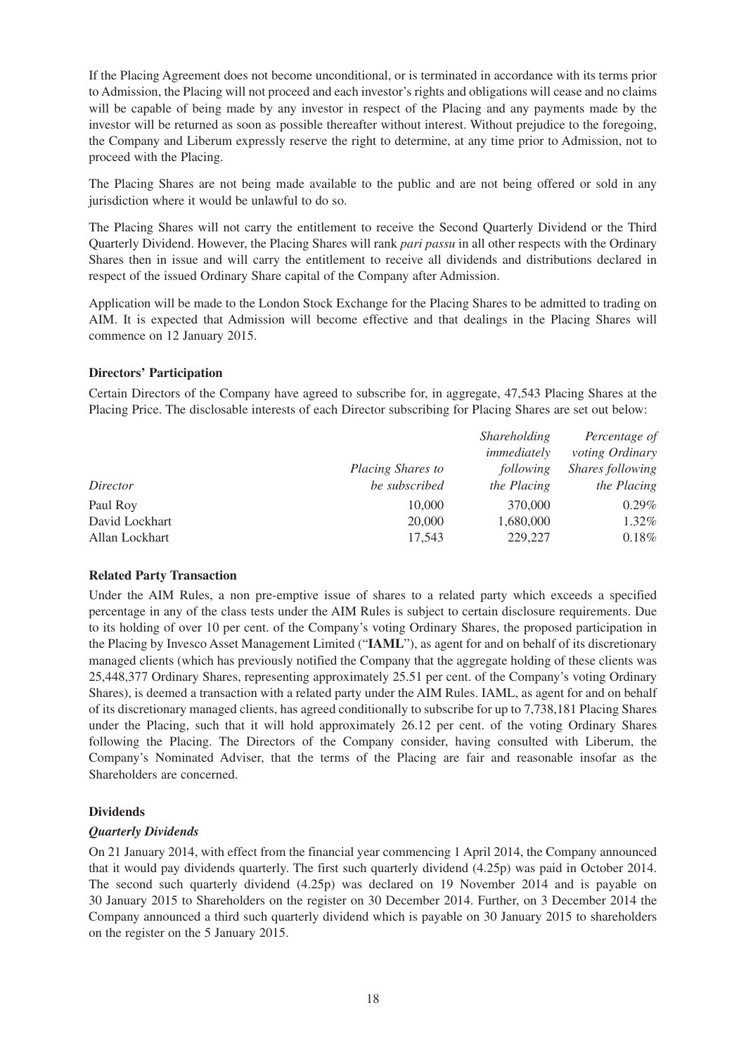If the Placing Agreement does not become unconditional, or is terminated in accordance with its terms prior to Admission, the Placing will not proceed and each investor's rights and obligations will cease and no claims will be capable of being made by any investor in respect of the Placing and any payments made by the investor will be returned as soon as possible thereafter without interest. Without prejudice to the foregoing, the Company and Liberum expressly reserve the right to determine, at any time prior to Admission, not to proceed with the Placing.

The Placing Shares are not being made available to the public and are not being offered or sold in any jurisdiction where it would be unlawful to do so.

The Placing Shares will not carry the entitlement to receive the Second Quarterly Dividend or the Third Quarterly Dividend. However, the Placing Shares will rank *pari passu* in all other respects with the Ordinary Shares then in issue and will carry the entitlement to receive all dividends and distributions declared in respect of the issued Ordinary Share capital of the Company after Admission.

Application will be made to the London Stock Exchange for the Placing Shares to be admitted to trading on AIM. It is expected that Admission will become effective and that dealings in the Placing Shares will commence on 12 January 2015.

**Directors' Participation**

Certain Directors of the Company have agreed to subscribe for, in aggregate, 47,543 Placing Shares at the Placing Price. The disclosable interests of each Director subscribing for Placing Shares are set out below:

| *Director* | *Placing Shares to be subscribed* | *Shareholding immediately following the Placing* | *Percentage of voting Ordinary Shares following the Placing* |
|---|---|---|---|
| Paul Roy | 10,000 | 370,000 | 0.29% |
| David Lockhart | 20,000 | 1,680,000 | 1.32% |
| Allan Lockhart | 17,543 | 229,227 | 0.18% |

**Related Party Transaction**

Under the AIM Rules, a non pre-emptive issue of shares to a related party which exceeds a specified percentage in any of the class tests under the AIM Rules is subject to certain disclosure requirements. Due to its holding of over 10 per cent. of the Company's voting Ordinary Shares, the proposed participation in the Placing by Invesco Asset Management Limited ("**IAML**"), as agent for and on behalf of its discretionary managed clients (which has previously notified the Company that the aggregate holding of these clients was 25,448,377 Ordinary Shares, representing approximately 25.51 per cent. of the Company's voting Ordinary Shares), is deemed a transaction with a related party under the AIM Rules. IAML, as agent for and on behalf of its discretionary managed clients, has agreed conditionally to subscribe for up to 7,738,181 Placing Shares under the Placing, such that it will hold approximately 26.12 per cent. of the voting Ordinary Shares following the Placing. The Directors of the Company consider, having consulted with Liberum, the Company's Nominated Adviser, that the terms of the Placing are fair and reasonable insofar as the Shareholders are concerned.

**Dividends**

***Quarterly Dividends***

On 21 January 2014, with effect from the financial year commencing 1 April 2014, the Company announced that it would pay dividends quarterly. The first such quarterly dividend (4.25p) was paid in October 2014. The second such quarterly dividend (4.25p) was declared on 19 November 2014 and is payable on 30 January 2015 to Shareholders on the register on 30 December 2014. Further, on 3 December 2014 the Company announced a third such quarterly dividend which is payable on 30 January 2015 to shareholders on the register on the 5 January 2015.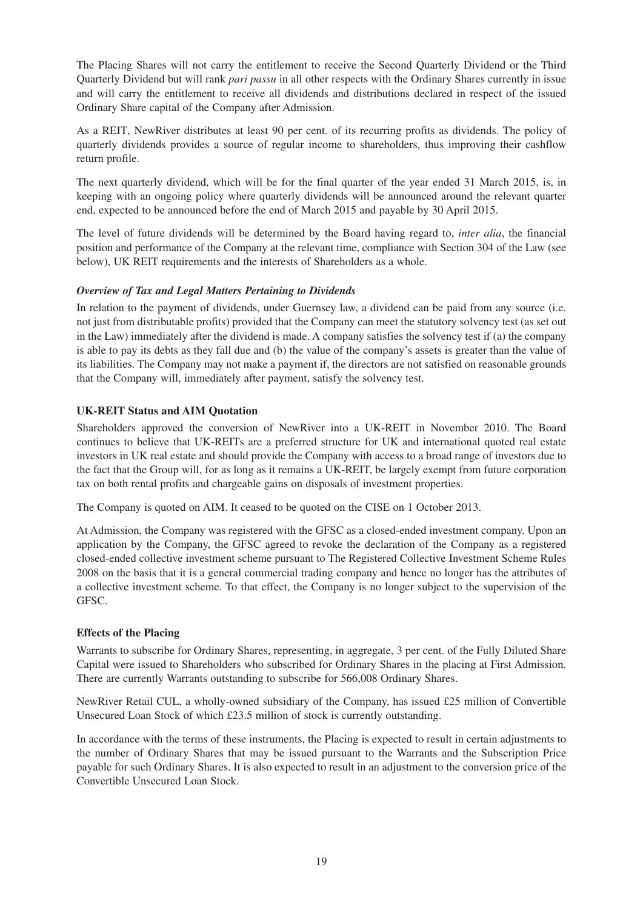The Placing Shares will not carry the entitlement to receive the Second Quarterly Dividend or the Third Quarterly Dividend but will rank *pari passu* in all other respects with the Ordinary Shares currently in issue and will carry the entitlement to receive all dividends and distributions declared in respect of the issued Ordinary Share capital of the Company after Admission.

As a REIT, NewRiver distributes at least 90 per cent. of its recurring profits as dividends. The policy of quarterly dividends provides a source of regular income to shareholders, thus improving their cashflow return profile.

The next quarterly dividend, which will be for the final quarter of the year ended 31 March 2015, is, in keeping with an ongoing policy where quarterly dividends will be announced around the relevant quarter end, expected to be announced before the end of March 2015 and payable by 30 April 2015.

The level of future dividends will be determined by the Board having regard to, *inter alia*, the financial position and performance of the Company at the relevant time, compliance with Section 304 of the Law (see below), UK REIT requirements and the interests of Shareholders as a whole.

### *Overview of Tax and Legal Matters Pertaining to Dividends*

In relation to the payment of dividends, under Guernsey law, a dividend can be paid from any source (i.e. not just from distributable profits) provided that the Company can meet the statutory solvency test (as set out in the Law) immediately after the dividend is made. A company satisfies the solvency test if (a) the company is able to pay its debts as they fall due and (b) the value of the company's assets is greater than the value of its liabilities. The Company may not make a payment if, the directors are not satisfied on reasonable grounds that the Company will, immediately after payment, satisfy the solvency test.

## UK-REIT Status and AIM Quotation

Shareholders approved the conversion of NewRiver into a UK-REIT in November 2010. The Board continues to believe that UK-REITs are a preferred structure for UK and international quoted real estate investors in UK real estate and should provide the Company with access to a broad range of investors due to the fact that the Group will, for as long as it remains a UK-REIT, be largely exempt from future corporation tax on both rental profits and chargeable gains on disposals of investment properties.

The Company is quoted on AIM. It ceased to be quoted on the CISE on 1 October 2013.

At Admission, the Company was registered with the GFSC as a closed-ended investment company. Upon an application by the Company, the GFSC agreed to revoke the declaration of the Company as a registered closed-ended collective investment scheme pursuant to The Registered Collective Investment Scheme Rules 2008 on the basis that it is a general commercial trading company and hence no longer has the attributes of a collective investment scheme. To that effect, the Company is no longer subject to the supervision of the GFSC.

## Effects of the Placing

Warrants to subscribe for Ordinary Shares, representing, in aggregate, 3 per cent. of the Fully Diluted Share Capital were issued to Shareholders who subscribed for Ordinary Shares in the placing at First Admission. There are currently Warrants outstanding to subscribe for 566,008 Ordinary Shares.

NewRiver Retail CUL, a wholly-owned subsidiary of the Company, has issued £25 million of Convertible Unsecured Loan Stock of which £23.5 million of stock is currently outstanding.

In accordance with the terms of these instruments, the Placing is expected to result in certain adjustments to the number of Ordinary Shares that may be issued pursuant to the Warrants and the Subscription Price payable for such Ordinary Shares. It is also expected to result in an adjustment to the conversion price of the Convertible Unsecured Loan Stock.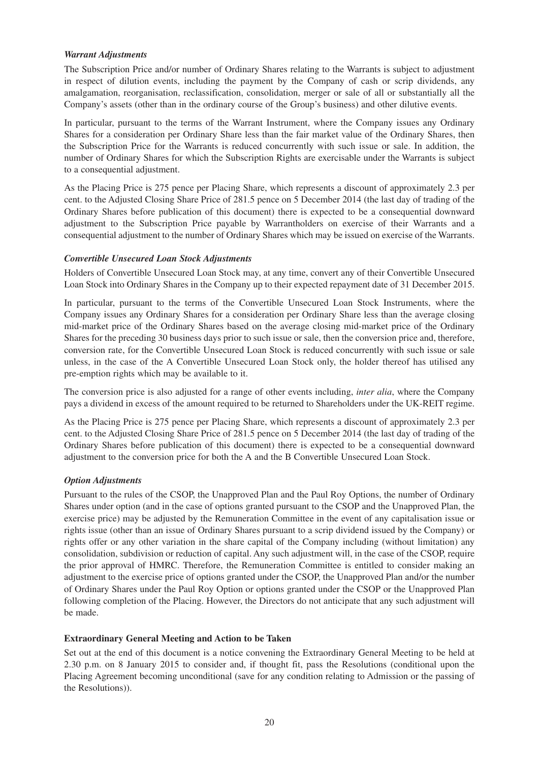***Warrant Adjustments***

The Subscription Price and/or number of Ordinary Shares relating to the Warrants is subject to adjustment in respect of dilution events, including the payment by the Company of cash or scrip dividends, any amalgamation, reorganisation, reclassification, consolidation, merger or sale of all or substantially all the Company's assets (other than in the ordinary course of the Group's business) and other dilutive events.

In particular, pursuant to the terms of the Warrant Instrument, where the Company issues any Ordinary Shares for a consideration per Ordinary Share less than the fair market value of the Ordinary Shares, then the Subscription Price for the Warrants is reduced concurrently with such issue or sale. In addition, the number of Ordinary Shares for which the Subscription Rights are exercisable under the Warrants is subject to a consequential adjustment.

As the Placing Price is 275 pence per Placing Share, which represents a discount of approximately 2.3 per cent. to the Adjusted Closing Share Price of 281.5 pence on 5 December 2014 (the last day of trading of the Ordinary Shares before publication of this document) there is expected to be a consequential downward adjustment to the Subscription Price payable by Warrantholders on exercise of their Warrants and a consequential adjustment to the number of Ordinary Shares which may be issued on exercise of the Warrants.

***Convertible Unsecured Loan Stock Adjustments***

Holders of Convertible Unsecured Loan Stock may, at any time, convert any of their Convertible Unsecured Loan Stock into Ordinary Shares in the Company up to their expected repayment date of 31 December 2015.

In particular, pursuant to the terms of the Convertible Unsecured Loan Stock Instruments, where the Company issues any Ordinary Shares for a consideration per Ordinary Share less than the average closing mid-market price of the Ordinary Shares based on the average closing mid-market price of the Ordinary Shares for the preceding 30 business days prior to such issue or sale, then the conversion price and, therefore, conversion rate, for the Convertible Unsecured Loan Stock is reduced concurrently with such issue or sale unless, in the case of the A Convertible Unsecured Loan Stock only, the holder thereof has utilised any pre-emption rights which may be available to it.

The conversion price is also adjusted for a range of other events including, *inter alia*, where the Company pays a dividend in excess of the amount required to be returned to Shareholders under the UK-REIT regime.

As the Placing Price is 275 pence per Placing Share, which represents a discount of approximately 2.3 per cent. to the Adjusted Closing Share Price of 281.5 pence on 5 December 2014 (the last day of trading of the Ordinary Shares before publication of this document) there is expected to be a consequential downward adjustment to the conversion price for both the A and the B Convertible Unsecured Loan Stock.

***Option Adjustments***

Pursuant to the rules of the CSOP, the Unapproved Plan and the Paul Roy Options, the number of Ordinary Shares under option (and in the case of options granted pursuant to the CSOP and the Unapproved Plan, the exercise price) may be adjusted by the Remuneration Committee in the event of any capitalisation issue or rights issue (other than an issue of Ordinary Shares pursuant to a scrip dividend issued by the Company) or rights offer or any other variation in the share capital of the Company including (without limitation) any consolidation, subdivision or reduction of capital. Any such adjustment will, in the case of the CSOP, require the prior approval of HMRC. Therefore, the Remuneration Committee is entitled to consider making an adjustment to the exercise price of options granted under the CSOP, the Unapproved Plan and/or the number of Ordinary Shares under the Paul Roy Option or options granted under the CSOP or the Unapproved Plan following completion of the Placing. However, the Directors do not anticipate that any such adjustment will be made.

**Extraordinary General Meeting and Action to be Taken**

Set out at the end of this document is a notice convening the Extraordinary General Meeting to be held at 2.30 p.m. on 8 January 2015 to consider and, if thought fit, pass the Resolutions (conditional upon the Placing Agreement becoming unconditional (save for any condition relating to Admission or the passing of the Resolutions)).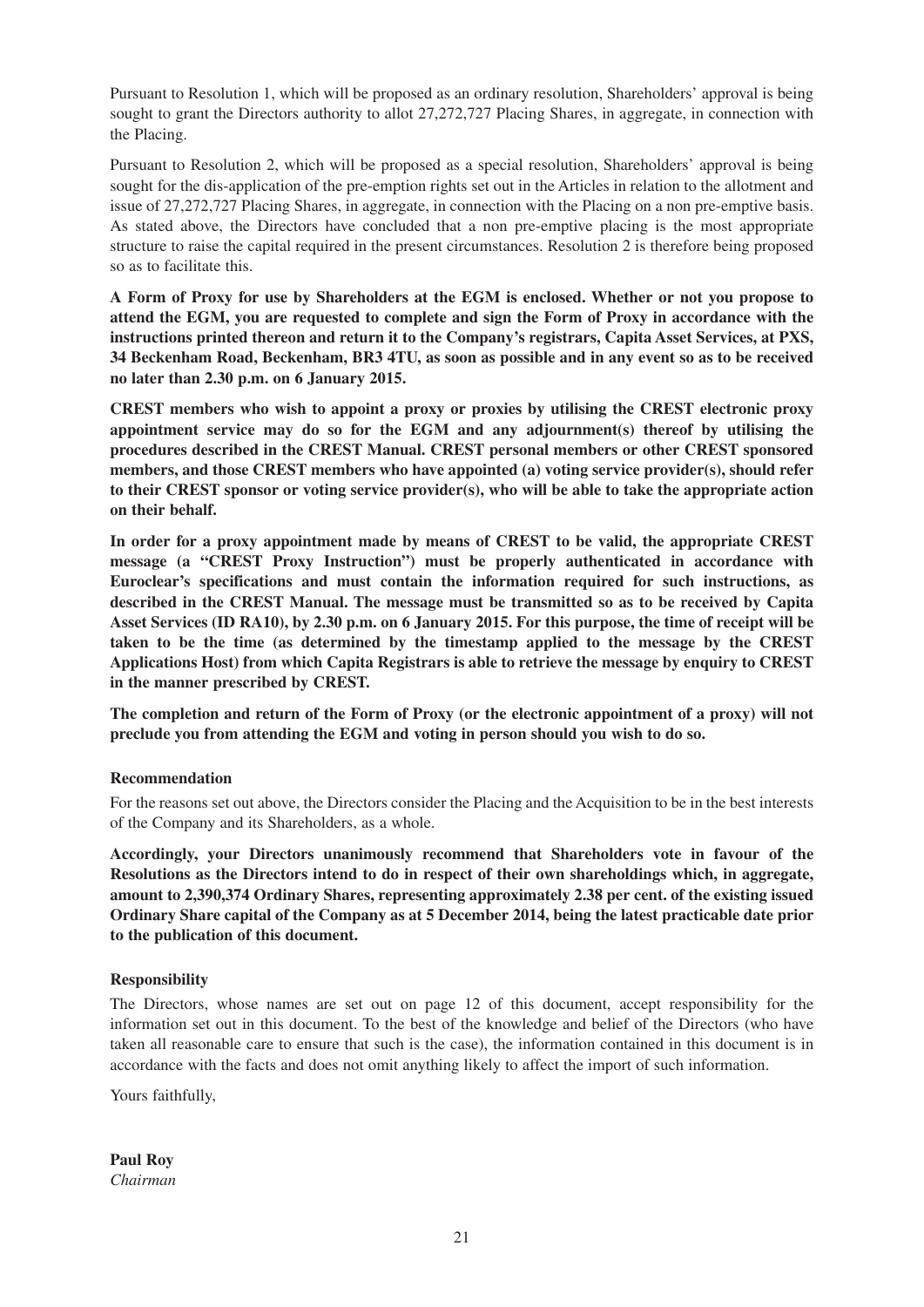Pursuant to Resolution 1, which will be proposed as an ordinary resolution, Shareholders' approval is being sought to grant the Directors authority to allot 27,272,727 Placing Shares, in aggregate, in connection with the Placing.

Pursuant to Resolution 2, which will be proposed as a special resolution, Shareholders' approval is being sought for the dis-application of the pre-emption rights set out in the Articles in relation to the allotment and issue of 27,272,727 Placing Shares, in aggregate, in connection with the Placing on a non pre-emptive basis. As stated above, the Directors have concluded that a non pre-emptive placing is the most appropriate structure to raise the capital required in the present circumstances. Resolution 2 is therefore being proposed so as to facilitate this.

**A Form of Proxy for use by Shareholders at the EGM is enclosed. Whether or not you propose to attend the EGM, you are requested to complete and sign the Form of Proxy in accordance with the instructions printed thereon and return it to the Company's registrars, Capita Asset Services, at PXS, 34 Beckenham Road, Beckenham, BR3 4TU, as soon as possible and in any event so as to be received no later than 2.30 p.m. on 6 January 2015.**

**CREST members who wish to appoint a proxy or proxies by utilising the CREST electronic proxy appointment service may do so for the EGM and any adjournment(s) thereof by utilising the procedures described in the CREST Manual. CREST personal members or other CREST sponsored members, and those CREST members who have appointed (a) voting service provider(s), should refer to their CREST sponsor or voting service provider(s), who will be able to take the appropriate action on their behalf.**

**In order for a proxy appointment made by means of CREST to be valid, the appropriate CREST message (a "CREST Proxy Instruction") must be properly authenticated in accordance with Euroclear's specifications and must contain the information required for such instructions, as described in the CREST Manual. The message must be transmitted so as to be received by Capita Asset Services (ID RA10), by 2.30 p.m. on 6 January 2015. For this purpose, the time of receipt will be taken to be the time (as determined by the timestamp applied to the message by the CREST Applications Host) from which Capita Registrars is able to retrieve the message by enquiry to CREST in the manner prescribed by CREST.**

**The completion and return of the Form of Proxy (or the electronic appointment of a proxy) will not preclude you from attending the EGM and voting in person should you wish to do so.**

**Recommendation**

For the reasons set out above, the Directors consider the Placing and the Acquisition to be in the best interests of the Company and its Shareholders, as a whole.

**Accordingly, your Directors unanimously recommend that Shareholders vote in favour of the Resolutions as the Directors intend to do in respect of their own shareholdings which, in aggregate, amount to 2,390,374 Ordinary Shares, representing approximately 2.38 per cent. of the existing issued Ordinary Share capital of the Company as at 5 December 2014, being the latest practicable date prior to the publication of this document.**

**Responsibility**

The Directors, whose names are set out on page 12 of this document, accept responsibility for the information set out in this document. To the best of the knowledge and belief of the Directors (who have taken all reasonable care to ensure that such is the case), the information contained in this document is in accordance with the facts and does not omit anything likely to affect the import of such information.

Yours faithfully,

**Paul Roy**
*Chairman*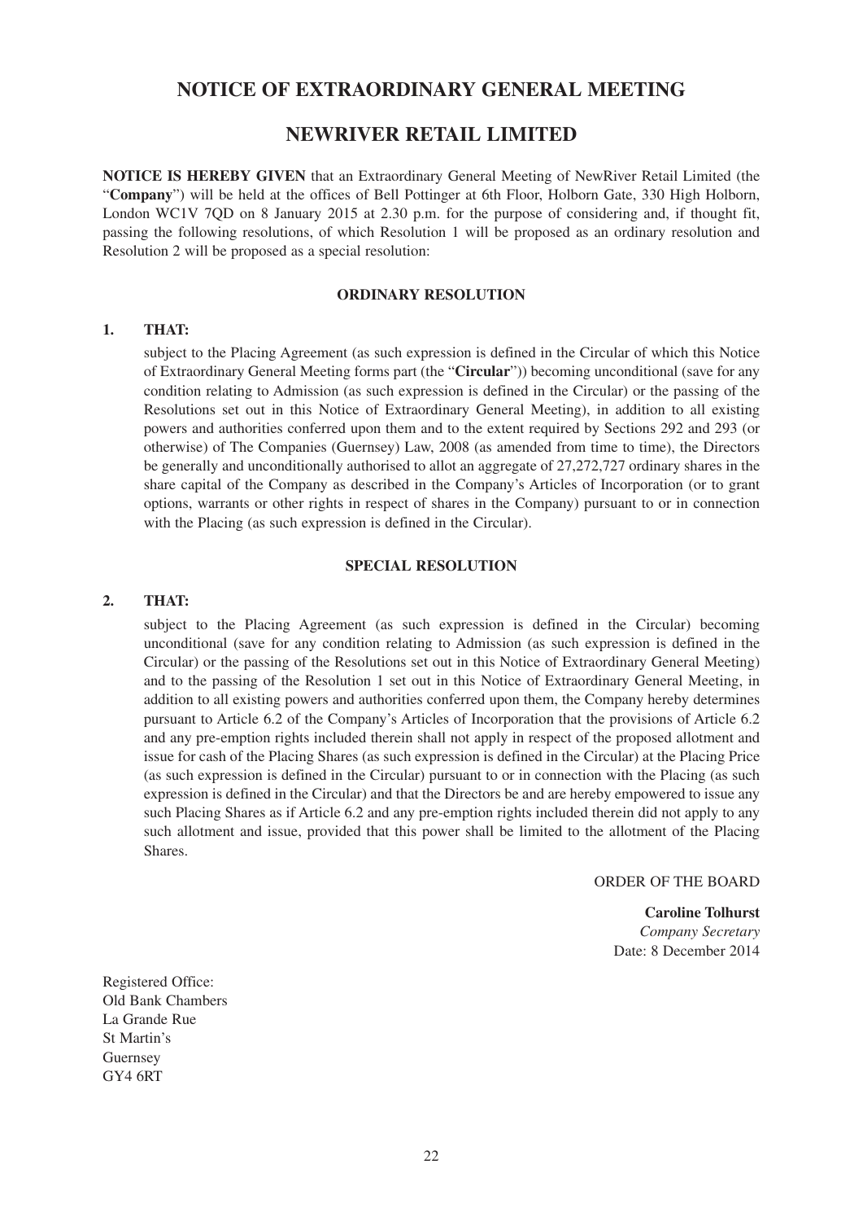# NOTICE OF EXTRAORDINARY GENERAL MEETING

# NEWRIVER RETAIL LIMITED

**NOTICE IS HEREBY GIVEN** that an Extraordinary General Meeting of NewRiver Retail Limited (the "**Company**") will be held at the offices of Bell Pottinger at 6th Floor, Holborn Gate, 330 High Holborn, London WC1V 7QD on 8 January 2015 at 2.30 p.m. for the purpose of considering and, if thought fit, passing the following resolutions, of which Resolution 1 will be proposed as an ordinary resolution and Resolution 2 will be proposed as a special resolution:

**ORDINARY RESOLUTION**

**1. THAT:**

subject to the Placing Agreement (as such expression is defined in the Circular of which this Notice of Extraordinary General Meeting forms part (the "**Circular**")) becoming unconditional (save for any condition relating to Admission (as such expression is defined in the Circular) or the passing of the Resolutions set out in this Notice of Extraordinary General Meeting), in addition to all existing powers and authorities conferred upon them and to the extent required by Sections 292 and 293 (or otherwise) of The Companies (Guernsey) Law, 2008 (as amended from time to time), the Directors be generally and unconditionally authorised to allot an aggregate of 27,272,727 ordinary shares in the share capital of the Company as described in the Company's Articles of Incorporation (or to grant options, warrants or other rights in respect of shares in the Company) pursuant to or in connection with the Placing (as such expression is defined in the Circular).

**SPECIAL RESOLUTION**

**2. THAT:**

subject to the Placing Agreement (as such expression is defined in the Circular) becoming unconditional (save for any condition relating to Admission (as such expression is defined in the Circular) or the passing of the Resolutions set out in this Notice of Extraordinary General Meeting) and to the passing of the Resolution 1 set out in this Notice of Extraordinary General Meeting, in addition to all existing powers and authorities conferred upon them, the Company hereby determines pursuant to Article 6.2 of the Company's Articles of Incorporation that the provisions of Article 6.2 and any pre-emption rights included therein shall not apply in respect of the proposed allotment and issue for cash of the Placing Shares (as such expression is defined in the Circular) at the Placing Price (as such expression is defined in the Circular) pursuant to or in connection with the Placing (as such expression is defined in the Circular) and that the Directors be and are hereby empowered to issue any such Placing Shares as if Article 6.2 and any pre-emption rights included therein did not apply to any such allotment and issue, provided that this power shall be limited to the allotment of the Placing Shares.

ORDER OF THE BOARD

**Caroline Tolhurst**
*Company Secretary*
Date: 8 December 2014

Registered Office:
Old Bank Chambers
La Grande Rue
St Martin's
Guernsey
GY4 6RT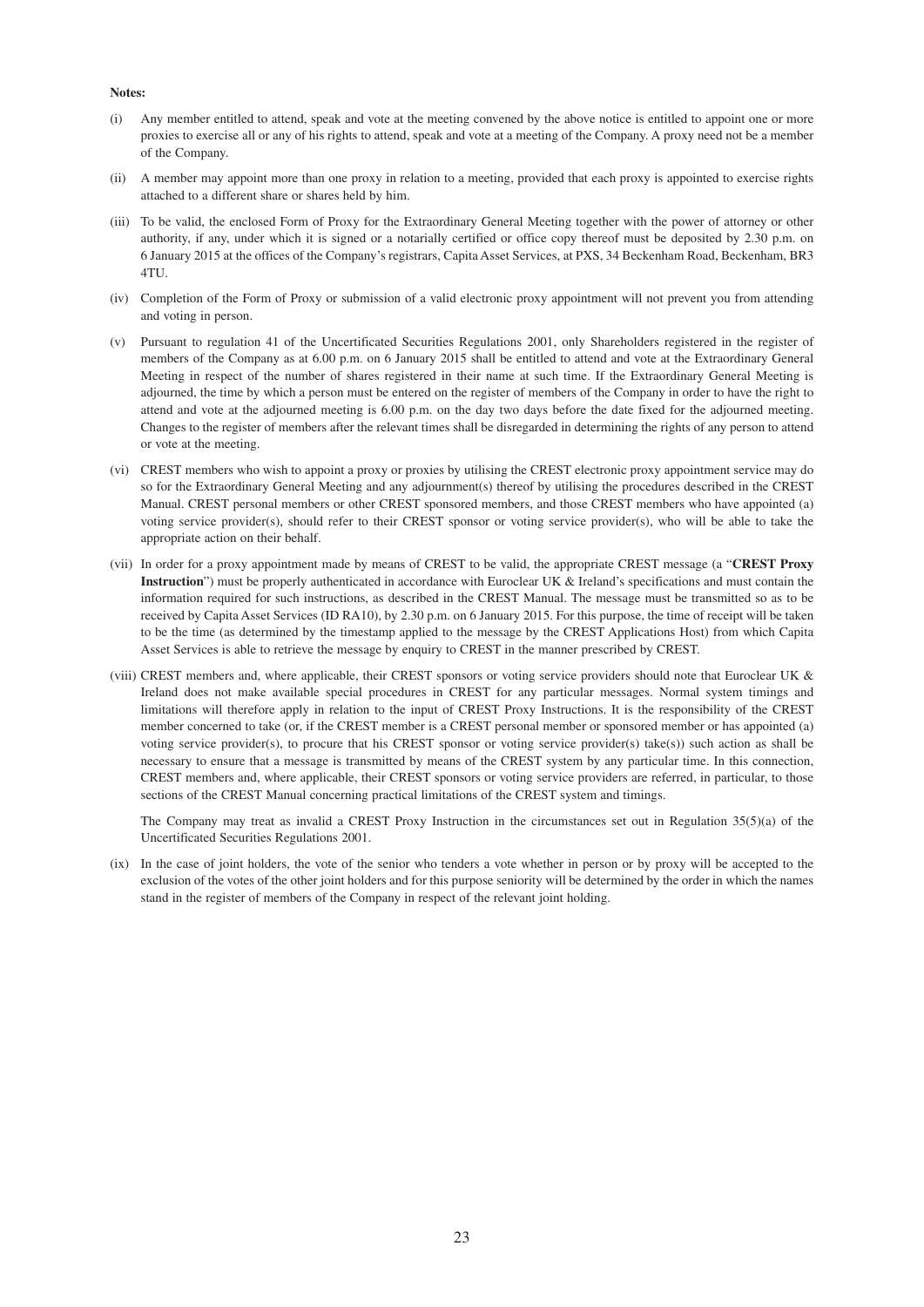**Notes:**

(i) Any member entitled to attend, speak and vote at the meeting convened by the above notice is entitled to appoint one or more proxies to exercise all or any of his rights to attend, speak and vote at a meeting of the Company. A proxy need not be a member of the Company.

(ii) A member may appoint more than one proxy in relation to a meeting, provided that each proxy is appointed to exercise rights attached to a different share or shares held by him.

(iii) To be valid, the enclosed Form of Proxy for the Extraordinary General Meeting together with the power of attorney or other authority, if any, under which it is signed or a notarially certified or office copy thereof must be deposited by 2.30 p.m. on 6 January 2015 at the offices of the Company's registrars, Capita Asset Services, at PXS, 34 Beckenham Road, Beckenham, BR3 4TU.

(iv) Completion of the Form of Proxy or submission of a valid electronic proxy appointment will not prevent you from attending and voting in person.

(v) Pursuant to regulation 41 of the Uncertificated Securities Regulations 2001, only Shareholders registered in the register of members of the Company as at 6.00 p.m. on 6 January 2015 shall be entitled to attend and vote at the Extraordinary General Meeting in respect of the number of shares registered in their name at such time. If the Extraordinary General Meeting is adjourned, the time by which a person must be entered on the register of members of the Company in order to have the right to attend and vote at the adjourned meeting is 6.00 p.m. on the day two days before the date fixed for the adjourned meeting. Changes to the register of members after the relevant times shall be disregarded in determining the rights of any person to attend or vote at the meeting.

(vi) CREST members who wish to appoint a proxy or proxies by utilising the CREST electronic proxy appointment service may do so for the Extraordinary General Meeting and any adjournment(s) thereof by utilising the procedures described in the CREST Manual. CREST personal members or other CREST sponsored members, and those CREST members who have appointed (a) voting service provider(s), should refer to their CREST sponsor or voting service provider(s), who will be able to take the appropriate action on their behalf.

(vii) In order for a proxy appointment made by means of CREST to be valid, the appropriate CREST message (a "**CREST Proxy Instruction**") must be properly authenticated in accordance with Euroclear UK & Ireland's specifications and must contain the information required for such instructions, as described in the CREST Manual. The message must be transmitted so as to be received by Capita Asset Services (ID RA10), by 2.30 p.m. on 6 January 2015. For this purpose, the time of receipt will be taken to be the time (as determined by the timestamp applied to the message by the CREST Applications Host) from which Capita Asset Services is able to retrieve the message by enquiry to CREST in the manner prescribed by CREST.

(viii) CREST members and, where applicable, their CREST sponsors or voting service providers should note that Euroclear UK & Ireland does not make available special procedures in CREST for any particular messages. Normal system timings and limitations will therefore apply in relation to the input of CREST Proxy Instructions. It is the responsibility of the CREST member concerned to take (or, if the CREST member is a CREST personal member or sponsored member or has appointed (a) voting service provider(s), to procure that his CREST sponsor or voting service provider(s) take(s)) such action as shall be necessary to ensure that a message is transmitted by means of the CREST system by any particular time. In this connection, CREST members and, where applicable, their CREST sponsors or voting service providers are referred, in particular, to those sections of the CREST Manual concerning practical limitations of the CREST system and timings.

The Company may treat as invalid a CREST Proxy Instruction in the circumstances set out in Regulation 35(5)(a) of the Uncertificated Securities Regulations 2001.

(ix) In the case of joint holders, the vote of the senior who tenders a vote whether in person or by proxy will be accepted to the exclusion of the votes of the other joint holders and for this purpose seniority will be determined by the order in which the names stand in the register of members of the Company in respect of the relevant joint holding.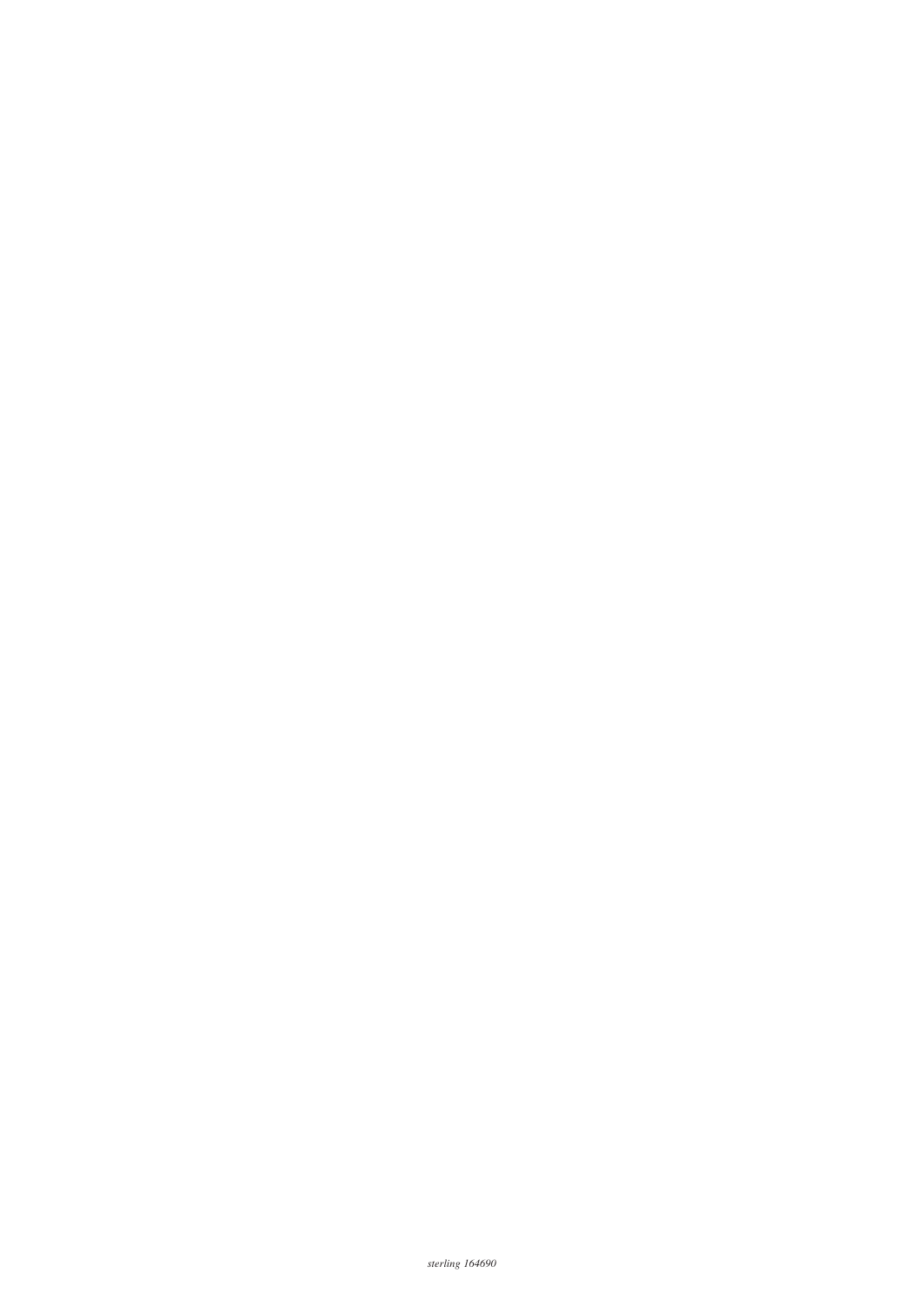*sterling 164690*